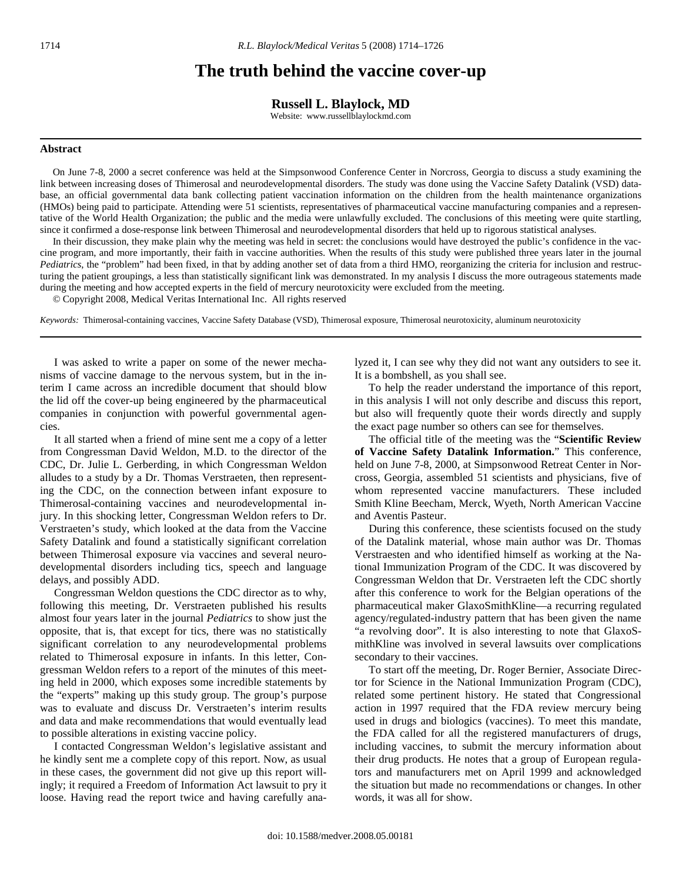# The truth behind the vaccine cover-up

**Russell L. Blaylock, MD**

Website: www.russellblaylockmd.com

## Abstract

On June 7-8, 2000 a secret conference was held at the Simpsonwood Conference Center in Norcross, Georgia to discuss a study examining the link between increasing doses of Thimerosal and neurodevelopmental disorders. The study was done using the Vaccine Safety Datalink (VSD) database, an official governmental data bank collecting patient vaccination information on the children from the health maintenance organizations (HMOs) being paid to participate. Attending were 51 scientists, representatives of pharmaceutical vaccine manufacturing companies and a representative of the World Health Organization; the public and the media were unlawfully excluded. The conclusions of this meeting were quite startling, since it confirmed a dose-response link between Thimerosal and neurodevelopmental disorders that held up to rigorous statistical analyses.

In their discussion, they make plain why the meeting was held in secret: the conclusions would have destroyed the public's confidence in the vaccine program, and more importantly, their faith in vaccine authorities. When the results of this study were published three years later in the journal *Pediatrics*, the "problem" had been fixed, in that by adding another set of data from a third HMO, reorganizing the criteria for inclusion and restructuring the patient groupings, a less than statistically significant link was demonstrated. In my analysis I discuss the more outrageous statements made during the meeting and how accepted experts in the field of mercury neurotoxicity were excluded from the meeting.

© Copyright 2008, Medical Veritas International Inc. All rights reserved

*Keywords:* Thimerosal-containing vaccines, Vaccine Safety Database (VSD), Thimerosal exposure, Thimerosal neurotoxicity, aluminum neurotoxicity

---

I was asked to write a paper on some of the newer mechanisms of vaccine damage to the nervous system, but in the interim I came across an incredible document that should blow the lid off the cover-up being engineered by the pharmaceutical companies in conjunction with powerful governmental agencies.

It all started when a friend of mine sent me a copy of a letter from Congressman David Weldon, M.D. to the director of the CDC, Dr. Julie L. Gerberding, in which Congressman Weldon alludes to a study by a Dr. Thomas Verstraeten, then representing the CDC, on the connection between infant exposure to Thimerosal-containing vaccines and neurodevelopmental injury. In this shocking letter, Congressman Weldon refers to Dr. Verstraeten's study, which looked at the data from the Vaccine Safety Datalink and found a statistically significant correlation between Thimerosal exposure via vaccines and several neurodevelopmental disorders including tics, speech and language delays, and possibly ADD.

Congressman Weldon questions the CDC director as to why, following this meeting, Dr. Verstraeten published his results almost four years later in the journal *Pediatrics* to show just the opposite, that is, that except for tics, there was no statistically significant correlation to any neurodevelopmental problems related to Thimerosal exposure in infants. In this letter, Congressman Weldon refers to a report of the minutes of this meeting held in 2000, which exposes some incredible statements by the "experts" making up this study group. The group's purpose was to evaluate and discuss Dr. Verstraeten's interim results and data and make recommendations that would eventually lead to possible alterations in existing vaccine policy.

I contacted Congressman Weldon's legislative assistant and he kindly sent me a complete copy of this report. Now, as usual in these cases, the government did not give up this report willingly; it required a Freedom of Information Act lawsuit to pry it loose. Having read the report twice and having carefully analyzed it, I can see why they did not want any outsiders to see it. It is a bombshell, as you shall see.

To help the reader understand the importance of this report, in this analysis I will not only describe and discuss this report, but also will frequently quote their words directly and supply the exact page number so others can see for themselves.

The official title of the meeting was the "**Scientific Review of Vaccine Safety Datalink Information.**" This conference, held on June 7-8, 2000, at Simpsonwood Retreat Center in Norcross, Georgia, assembled 51 scientists and physicians, five of whom represented vaccine manufacturers. These included Smith Kline Beecham, Merck, Wyeth, North American Vaccine and Aventis Pasteur.

During this conference, these scientists focused on the study of the Datalink material, whose main author was Dr. Thomas Verstraesten and who identified himself as working at the National Immunization Program of the CDC. It was discovered by Congressman Weldon that Dr. Verstraeten left the CDC shortly after this conference to work for the Belgian operations of the pharmaceutical maker GlaxoSmithKline—a recurring regulated agency/regulated-industry pattern that has been given the name "a revolving door". It is also interesting to note that GlaxoSmithKline was involved in several lawsuits over complications secondary to their vaccines.

To start off the meeting, Dr. Roger Bernier, Associate Director for Science in the National Immunization Program (CDC), related some pertinent history. He stated that Congressional action in 1997 required that the FDA review mercury being used in drugs and biologics (vaccines). To meet this mandate, the FDA called for all the registered manufacturers of drugs, including vaccines, to submit the mercury information about their drug products. He notes that a group of European regulators and manufacturers met on April 1999 and acknowledged the situation but made no recommendations or changes. In other words, it was all for show.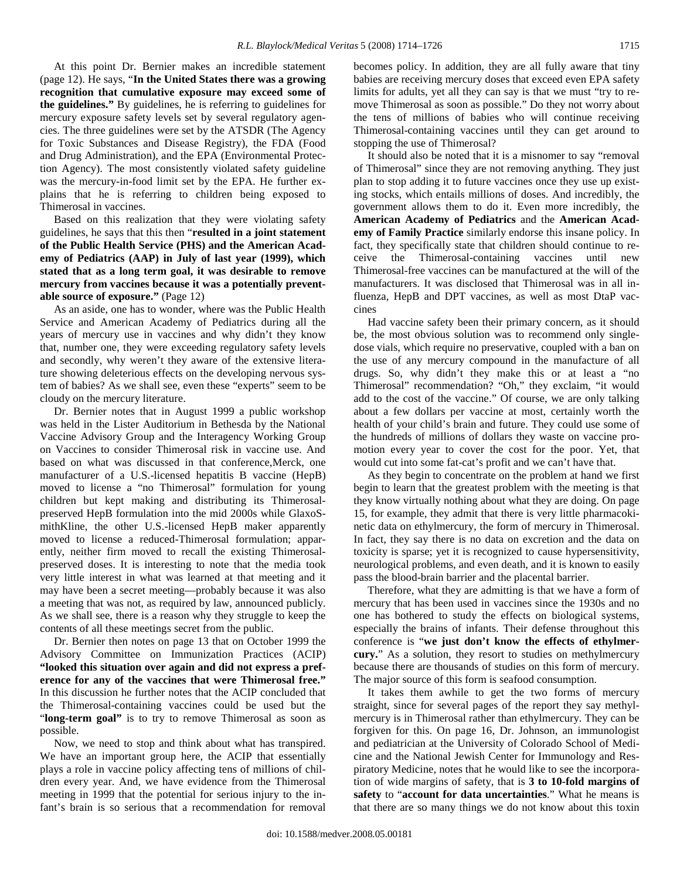At this point Dr. Bernier makes an incredible statement (page 12). He says, "**In the United States there was a growing recognition that cumulative exposure may exceed some of the guidelines.**" By guidelines, he is referring to guidelines for mercury exposure safety levels set by several regulatory agencies. The three guidelines were set by the ATSDR (The Agency for Toxic Substances and Disease Registry), the FDA (Food and Drug Administration), and the EPA (Environmental Protection Agency). The most consistently violated safety guideline was the mercury-in-food limit set by the EPA. He further explains that he is referring to children being exposed to Thimerosal in vaccines.

Based on this realization that they were violating safety guidelines, he says that this then "**resulted in a joint statement of the Public Health Service (PHS) and the American Academy of Pediatrics (AAP) in July of last year (1999), which stated that as a long term goal, it was desirable to remove mercury from vaccines because it was a potentially preventable source of exposure.**" (Page 12)

As an aside, one has to wonder, where was the Public Health Service and American Academy of Pediatrics during all the years of mercury use in vaccines and why didn't they know that, number one, they were exceeding regulatory safety levels and secondly, why weren't they aware of the extensive literature showing deleterious effects on the developing nervous system of babies? As we shall see, even these "experts" seem to be cloudy on the mercury literature.

Dr. Bernier notes that in August 1999 a public workshop was held in the Lister Auditorium in Bethesda by the National Vaccine Advisory Group and the Interagency Working Group on Vaccines to consider Thimerosal risk in vaccine use. And based on what was discussed in that conference,Merck, one manufacturer of a U.S.-licensed hepatitis B vaccine (HepB) moved to license a "no Thimerosal" formulation for young children but kept making and distributing its Thimerosal-preserved HepB formulation into the mid 2000s while GlaxoSmithKline, the other U.S.-licensed HepB maker apparently moved to license a reduced-Thimerosal formulation; apparently, neither firm moved to recall the existing Thimerosal-preserved doses. It is interesting to note that the media took very little interest in what was learned at that meeting and it may have been a secret meeting—probably because it was also a meeting that was not, as required by law, announced publicly. As we shall see, there is a reason why they struggle to keep the contents of all these meetings secret from the public.

Dr. Bernier then notes on page 13 that on October 1999 the Advisory Committee on Immunization Practices (ACIP) **"looked this situation over again and did not express a preference for any of the vaccines that were Thimerosal free."** In this discussion he further notes that the ACIP concluded that the Thimerosal-containing vaccines could be used but the "**long-term goal"** is to try to remove Thimerosal as soon as possible.

Now, we need to stop and think about what has transpired. We have an important group here, the ACIP that essentially plays a role in vaccine policy affecting tens of millions of children every year. And, we have evidence from the Thimerosal meeting in 1999 that the potential for serious injury to the infant's brain is so serious that a recommendation for removal becomes policy. In addition, they are all fully aware that tiny babies are receiving mercury doses that exceed even EPA safety limits for adults, yet all they can say is that we must "try to remove Thimerosal as soon as possible." Do they not worry about the tens of millions of babies who will continue receiving Thimerosal-containing vaccines until they can get around to stopping the use of Thimerosal?

It should also be noted that it is a misnomer to say "removal of Thimerosal" since they are not removing anything. They just plan to stop adding it to future vaccines once they use up existing stocks, which entails millions of doses. And incredibly, the government allows them to do it. Even more incredibly, the **American Academy of Pediatrics** and the **American Academy of Family Practice** similarly endorse this insane policy. In fact, they specifically state that children should continue to receive the Thimerosal-containing vaccines until new Thimerosal-free vaccines can be manufactured at the will of the manufacturers. It was disclosed that Thimerosal was in all influenza, HepB and DPT vaccines, as well as most DtaP vaccines

Had vaccine safety been their primary concern, as it should be, the most obvious solution was to recommend only single-dose vials, which require no preservative, coupled with a ban on the use of any mercury compound in the manufacture of all drugs. So, why didn't they make this or at least a "no Thimerosal" recommendation? "Oh," they exclaim, "it would add to the cost of the vaccine." Of course, we are only talking about a few dollars per vaccine at most, certainly worth the health of your child's brain and future. They could use some of the hundreds of millions of dollars they waste on vaccine promotion every year to cover the cost for the poor. Yet, that would cut into some fat-cat's profit and we can't have that.

As they begin to concentrate on the problem at hand we first begin to learn that the greatest problem with the meeting is that they know virtually nothing about what they are doing. On page 15, for example, they admit that there is very little pharmacokinetic data on ethylmercury, the form of mercury in Thimerosal. In fact, they say there is no data on excretion and the data on toxicity is sparse; yet it is recognized to cause hypersensitivity, neurological problems, and even death, and it is known to easily pass the blood-brain barrier and the placental barrier.

Therefore, what they are admitting is that we have a form of mercury that has been used in vaccines since the 1930s and no one has bothered to study the effects on biological systems, especially the brains of infants. Their defense throughout this conference is "**we just don't know the effects of ethylmercury.**" As a solution, they resort to studies on methylmercury because there are thousands of studies on this form of mercury. The major source of this form is seafood consumption.

It takes them awhile to get the two forms of mercury straight, since for several pages of the report they say methylmercury is in Thimerosal rather than ethylmercury. They can be forgiven for this. On page 16, Dr. Johnson, an immunologist and pediatrician at the University of Colorado School of Medicine and the National Jewish Center for Immunology and Respiratory Medicine, notes that he would like to see the incorporation of wide margins of safety, that is **3 to 10-fold margins of safety** to "**account for data uncertainties**." What he means is that there are so many things we do not know about this toxin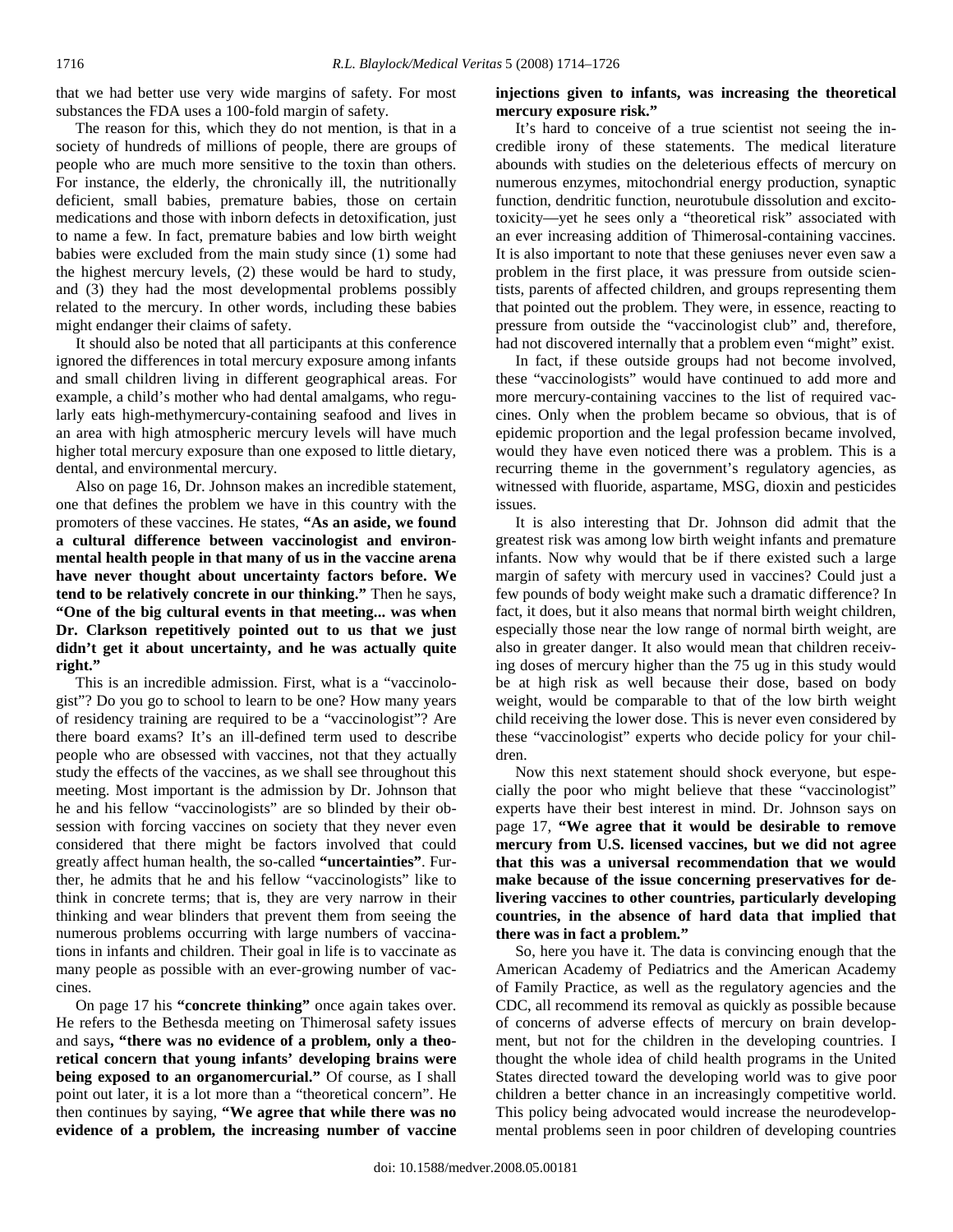that we had better use very wide margins of safety. For most substances the FDA uses a 100-fold margin of safety.

The reason for this, which they do not mention, is that in a society of hundreds of millions of people, there are groups of people who are much more sensitive to the toxin than others. For instance, the elderly, the chronically ill, the nutritionally deficient, small babies, premature babies, those on certain medications and those with inborn defects in detoxification, just to name a few. In fact, premature babies and low birth weight babies were excluded from the main study since (1) some had the highest mercury levels, (2) these would be hard to study, and (3) they had the most developmental problems possibly related to the mercury. In other words, including these babies might endanger their claims of safety.

It should also be noted that all participants at this conference ignored the differences in total mercury exposure among infants and small children living in different geographical areas. For example, a child's mother who had dental amalgams, who regularly eats high-methymercury-containing seafood and lives in an area with high atmospheric mercury levels will have much higher total mercury exposure than one exposed to little dietary, dental, and environmental mercury.

Also on page 16, Dr. Johnson makes an incredible statement, one that defines the problem we have in this country with the promoters of these vaccines. He states, **"As an aside, we found a cultural difference between vaccinologist and environmental health people in that many of us in the vaccine arena have never thought about uncertainty factors before. We tend to be relatively concrete in our thinking."** Then he says, **"One of the big cultural events in that meeting... was when Dr. Clarkson repetitively pointed out to us that we just didn't get it about uncertainty, and he was actually quite right."**

This is an incredible admission. First, what is a "vaccinologist"? Do you go to school to learn to be one? How many years of residency training are required to be a "vaccinologist"? Are there board exams? It's an ill-defined term used to describe people who are obsessed with vaccines, not that they actually study the effects of the vaccines, as we shall see throughout this meeting. Most important is the admission by Dr. Johnson that he and his fellow "vaccinologists" are so blinded by their obsession with forcing vaccines on society that they never even considered that there might be factors involved that could greatly affect human health, the so-called **"uncertainties"**. Further, he admits that he and his fellow "vaccinologists" like to think in concrete terms; that is, they are very narrow in their thinking and wear blinders that prevent them from seeing the numerous problems occurring with large numbers of vaccinations in infants and children. Their goal in life is to vaccinate as many people as possible with an ever-growing number of vaccines.

On page 17 his **"concrete thinking"** once again takes over. He refers to the Bethesda meeting on Thimerosal safety issues and says**, "there was no evidence of a problem, only a theoretical concern that young infants' developing brains were being exposed to an organomercurial."** Of course, as I shall point out later, it is a lot more than a "theoretical concern". He then continues by saying, **"We agree that while there was no evidence of a problem, the increasing number of vaccine injections given to infants, was increasing the theoretical mercury exposure risk."**

It's hard to conceive of a true scientist not seeing the incredible irony of these statements. The medical literature abounds with studies on the deleterious effects of mercury on numerous enzymes, mitochondrial energy production, synaptic function, dendritic function, neurotubule dissolution and excitotoxicity—yet he sees only a "theoretical risk" associated with an ever increasing addition of Thimerosal-containing vaccines. It is also important to note that these geniuses never even saw a problem in the first place, it was pressure from outside scientists, parents of affected children, and groups representing them that pointed out the problem. They were, in essence, reacting to pressure from outside the "vaccinologist club" and, therefore, had not discovered internally that a problem even "might" exist.

In fact, if these outside groups had not become involved, these "vaccinologists" would have continued to add more and more mercury-containing vaccines to the list of required vaccines. Only when the problem became so obvious, that is of epidemic proportion and the legal profession became involved, would they have even noticed there was a problem. This is a recurring theme in the government's regulatory agencies, as witnessed with fluoride, aspartame, MSG, dioxin and pesticides issues.

It is also interesting that Dr. Johnson did admit that the greatest risk was among low birth weight infants and premature infants. Now why would that be if there existed such a large margin of safety with mercury used in vaccines? Could just a few pounds of body weight make such a dramatic difference? In fact, it does, but it also means that normal birth weight children, especially those near the low range of normal birth weight, are also in greater danger. It also would mean that children receiving doses of mercury higher than the 75 ug in this study would be at high risk as well because their dose, based on body weight, would be comparable to that of the low birth weight child receiving the lower dose. This is never even considered by these "vaccinologist" experts who decide policy for your children.

Now this next statement should shock everyone, but especially the poor who might believe that these "vaccinologist" experts have their best interest in mind. Dr. Johnson says on page 17, **"We agree that it would be desirable to remove mercury from U.S. licensed vaccines, but we did not agree that this was a universal recommendation that we would make because of the issue concerning preservatives for delivering vaccines to other countries, particularly developing countries, in the absence of hard data that implied that there was in fact a problem."**

So, here you have it. The data is convincing enough that the American Academy of Pediatrics and the American Academy of Family Practice, as well as the regulatory agencies and the CDC, all recommend its removal as quickly as possible because of concerns of adverse effects of mercury on brain development, but not for the children in the developing countries. I thought the whole idea of child health programs in the United States directed toward the developing world was to give poor children a better chance in an increasingly competitive world. This policy being advocated would increase the neurodevelopmental problems seen in poor children of developing countries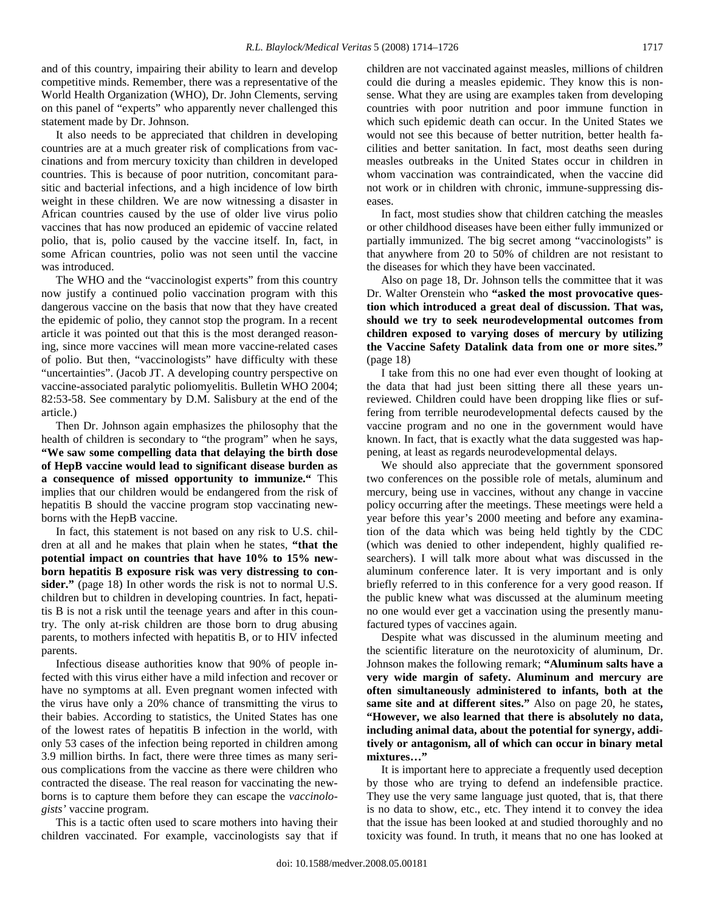and of this country, impairing their ability to learn and develop competitive minds. Remember, there was a representative of the World Health Organization (WHO), Dr. John Clements, serving on this panel of "experts" who apparently never challenged this statement made by Dr. Johnson.

It also needs to be appreciated that children in developing countries are at a much greater risk of complications from vaccinations and from mercury toxicity than children in developed countries. This is because of poor nutrition, concomitant parasitic and bacterial infections, and a high incidence of low birth weight in these children. We are now witnessing a disaster in African countries caused by the use of older live virus polio vaccines that has now produced an epidemic of vaccine related polio, that is, polio caused by the vaccine itself. In, fact, in some African countries, polio was not seen until the vaccine was introduced.

The WHO and the "vaccinologist experts" from this country now justify a continued polio vaccination program with this dangerous vaccine on the basis that now that they have created the epidemic of polio, they cannot stop the program. In a recent article it was pointed out that this is the most deranged reasoning, since more vaccines will mean more vaccine-related cases of polio. But then, "vaccinologists" have difficulty with these "uncertainties". (Jacob JT. A developing country perspective on vaccine-associated paralytic poliomyelitis. Bulletin WHO 2004; 82:53-58. See commentary by D.M. Salisbury at the end of the article.)

Then Dr. Johnson again emphasizes the philosophy that the health of children is secondary to "the program" when he says, **"We saw some compelling data that delaying the birth dose of HepB vaccine would lead to significant disease burden as a consequence of missed opportunity to immunize."** This implies that our children would be endangered from the risk of hepatitis B should the vaccine program stop vaccinating newborns with the HepB vaccine.

In fact, this statement is not based on any risk to U.S. children at all and he makes that plain when he states, **"that the potential impact on countries that have 10% to 15% newborn hepatitis B exposure risk was very distressing to consider."** (page 18) In other words the risk is not to normal U.S. children but to children in developing countries. In fact, hepatitis B is not a risk until the teenage years and after in this country. The only at-risk children are those born to drug abusing parents, to mothers infected with hepatitis B, or to HIV infected parents.

Infectious disease authorities know that 90% of people infected with this virus either have a mild infection and recover or have no symptoms at all. Even pregnant women infected with the virus have only a 20% chance of transmitting the virus to their babies. According to statistics, the United States has one of the lowest rates of hepatitis B infection in the world, with only 53 cases of the infection being reported in children among 3.9 million births. In fact, there were three times as many serious complications from the vaccine as there were children who contracted the disease. The real reason for vaccinating the newborns is to capture them before they can escape the *vaccinologists'* vaccine program.

This is a tactic often used to scare mothers into having their children vaccinated. For example, vaccinologists say that if children are not vaccinated against measles, millions of children could die during a measles epidemic. They know this is nonsense. What they are using are examples taken from developing countries with poor nutrition and poor immune function in which such epidemic death can occur. In the United States we would not see this because of better nutrition, better health facilities and better sanitation. In fact, most deaths seen during measles outbreaks in the United States occur in children in whom vaccination was contraindicated, when the vaccine did not work or in children with chronic, immune-suppressing diseases.

In fact, most studies show that children catching the measles or other childhood diseases have been either fully immunized or partially immunized. The big secret among "vaccinologists" is that anywhere from 20 to 50% of children are not resistant to the diseases for which they have been vaccinated.

Also on page 18, Dr. Johnson tells the committee that it was Dr. Walter Orenstein who **"asked the most provocative question which introduced a great deal of discussion. That was, should we try to seek neurodevelopmental outcomes from children exposed to varying doses of mercury by utilizing the Vaccine Safety Datalink data from one or more sites."** (page 18)

I take from this no one had ever even thought of looking at the data that had just been sitting there all these years unreviewed. Children could have been dropping like flies or suffering from terrible neurodevelopmental defects caused by the vaccine program and no one in the government would have known. In fact, that is exactly what the data suggested was happening, at least as regards neurodevelopmental delays.

We should also appreciate that the government sponsored two conferences on the possible role of metals, aluminum and mercury, being use in vaccines, without any change in vaccine policy occurring after the meetings. These meetings were held a year before this year's 2000 meeting and before any examination of the data which was being held tightly by the CDC (which was denied to other independent, highly qualified researchers). I will talk more about what was discussed in the aluminum conference later. It is very important and is only briefly referred to in this conference for a very good reason. If the public knew what was discussed at the aluminum meeting no one would ever get a vaccination using the presently manufactured types of vaccines again.

Despite what was discussed in the aluminum meeting and the scientific literature on the neurotoxicity of aluminum, Dr. Johnson makes the following remark; **"Aluminum salts have a very wide margin of safety. Aluminum and mercury are often simultaneously administered to infants, both at the same site and at different sites."** Also on page 20, he states**, "However, we also learned that there is absolutely no data, including animal data, about the potential for synergy, additively or antagonism, all of which can occur in binary metal mixtures…"**

It is important here to appreciate a frequently used deception by those who are trying to defend an indefensible practice. They use the very same language just quoted, that is, that there is no data to show, etc., etc. They intend it to convey the idea that the issue has been looked at and studied thoroughly and no toxicity was found. In truth, it means that no one has looked at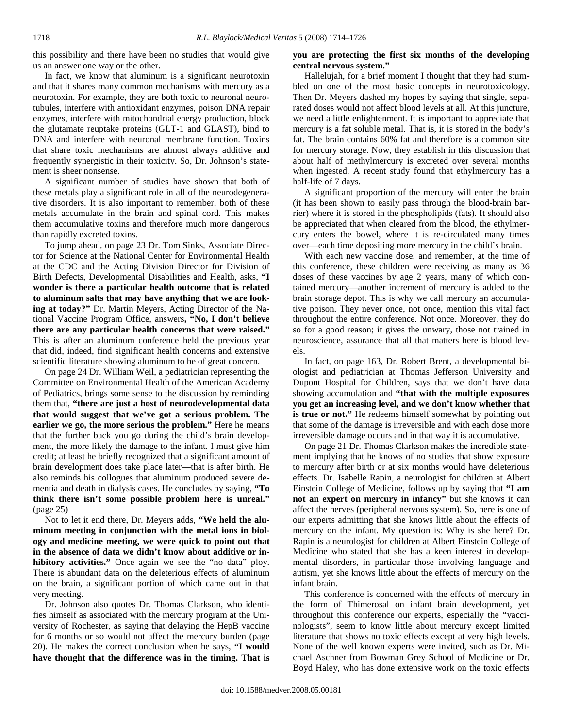this possibility and there have been no studies that would give us an answer one way or the other.

In fact, we know that aluminum is a significant neurotoxin and that it shares many common mechanisms with mercury as a neurotoxin. For example, they are both toxic to neuronal neurotubules, interfere with antioxidant enzymes, poison DNA repair enzymes, interfere with mitochondrial energy production, block the glutamate reuptake proteins (GLT-1 and GLAST), bind to DNA and interfere with neuronal membrane function. Toxins that share toxic mechanisms are almost always additive and frequently synergistic in their toxicity. So, Dr. Johnson's statement is sheer nonsense.

A significant number of studies have shown that both of these metals play a significant role in all of the neurodegenerative disorders. It is also important to remember, both of these metals accumulate in the brain and spinal cord. This makes them accumulative toxins and therefore much more dangerous than rapidly excreted toxins.

To jump ahead, on page 23 Dr. Tom Sinks, Associate Director for Science at the National Center for Environmental Health at the CDC and the Acting Division Director for Division of Birth Defects, Developmental Disabilities and Health, asks, **"I wonder is there a particular health outcome that is related to aluminum salts that may have anything that we are looking at today?"** Dr. Martin Meyers, Acting Director of the National Vaccine Program Office, answers**, "No, I don't believe there are any particular health concerns that were raised."** This is after an aluminum conference held the previous year that did, indeed, find significant health concerns and extensive scientific literature showing aluminum to be of great concern.

On page 24 Dr. William Weil, a pediatrician representing the Committee on Environmental Health of the American Academy of Pediatrics, brings some sense to the discussion by reminding them that, **"there are just a host of neurodevelopmental data that would suggest that we've got a serious problem. The earlier we go, the more serious the problem."** Here he means that the further back you go during the child's brain development, the more likely the damage to the infant. I must give him credit; at least he briefly recognized that a significant amount of brain development does take place later—that is after birth. He also reminds his collogues that aluminum produced severe dementia and death in dialysis cases. He concludes by saying, **"To think there isn't some possible problem here is unreal."** (page 25)

Not to let it end there, Dr. Meyers adds, **"We held the aluminum meeting in conjunction with the metal ions in biology and medicine meeting, we were quick to point out that in the absence of data we didn't know about additive or inhibitory activities."** Once again we see the "no data" ploy. There is abundant data on the deleterious effects of aluminum on the brain, a significant portion of which came out in that very meeting.

Dr. Johnson also quotes Dr. Thomas Clarkson, who identifies himself as associated with the mercury program at the University of Rochester, as saying that delaying the HepB vaccine for 6 months or so would not affect the mercury burden (page 20). He makes the correct conclusion when he says, **"I would have thought that the difference was in the timing. That is you are protecting the first six months of the developing central nervous system."**

Hallelujah, for a brief moment I thought that they had stumbled on one of the most basic concepts in neurotoxicology. Then Dr. Meyers dashed my hopes by saying that single, separated doses would not affect blood levels at all. At this juncture, we need a little enlightenment. It is important to appreciate that mercury is a fat soluble metal. That is, it is stored in the body's fat. The brain contains 60% fat and therefore is a common site for mercury storage. Now, they establish in this discussion that about half of methylmercury is excreted over several months when ingested. A recent study found that ethylmercury has a half-life of 7 days.

A significant proportion of the mercury will enter the brain (it has been shown to easily pass through the blood-brain barrier) where it is stored in the phospholipids (fats). It should also be appreciated that when cleared from the blood, the ethylmercury enters the bowel, where it is re-circulated many times over—each time depositing more mercury in the child's brain.

With each new vaccine dose, and remember, at the time of this conference, these children were receiving as many as 36 doses of these vaccines by age 2 years, many of which contained mercury—another increment of mercury is added to the brain storage depot. This is why we call mercury an accumulative poison. They never once, not once, mention this vital fact throughout the entire conference. Not once. Moreover, they do so for a good reason; it gives the unwary, those not trained in neuroscience, assurance that all that matters here is blood levels.

In fact, on page 163, Dr. Robert Brent, a developmental biologist and pediatrician at Thomas Jefferson University and Dupont Hospital for Children, says that we don't have data showing accumulation and **"that with the multiple exposures you get an increasing level, and we don't know whether that is true or not."** He redeems himself somewhat by pointing out that some of the damage is irreversible and with each dose more irreversible damage occurs and in that way it is accumulative.

On page 21 Dr. Thomas Clarkson makes the incredible statement implying that he knows of no studies that show exposure to mercury after birth or at six months would have deleterious effects. Dr. Isabelle Rapin, a neurologist for children at Albert Einstein College of Medicine, follows up by saying that **"I am not an expert on mercury in infancy"** but she knows it can affect the nerves (peripheral nervous system). So, here is one of our experts admitting that she knows little about the effects of mercury on the infant. My question is: Why is she here? Dr. Rapin is a neurologist for children at Albert Einstein College of Medicine who stated that she has a keen interest in developmental disorders, in particular those involving language and autism, yet she knows little about the effects of mercury on the infant brain.

This conference is concerned with the effects of mercury in the form of Thimerosal on infant brain development, yet throughout this conference our experts, especially the "vaccinologists", seem to know little about mercury except limited literature that shows no toxic effects except at very high levels. None of the well known experts were invited, such as Dr. Michael Aschner from Bowman Grey School of Medicine or Dr. Boyd Haley, who has done extensive work on the toxic effects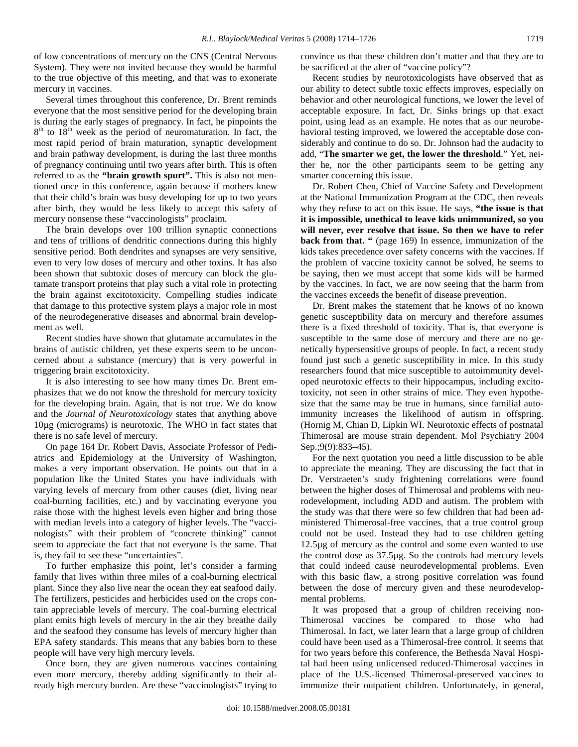of low concentrations of mercury on the CNS (Central Nervous System). They were not invited because they would be harmful to the true objective of this meeting, and that was to exonerate mercury in vaccines.

Several times throughout this conference, Dr. Brent reminds everyone that the most sensitive period for the developing brain is during the early stages of pregnancy. In fact, he pinpoints the 8th to 18th week as the period of neuromaturation. In fact, the most rapid period of brain maturation, synaptic development and brain pathway development, is during the last three months of pregnancy continuing until two years after birth. This is often referred to as the **"brain growth spurt".** This is also not mentioned once in this conference, again because if mothers knew that their child's brain was busy developing for up to two years after birth, they would be less likely to accept this safety of mercury nonsense these "vaccinologists" proclaim.

The brain develops over 100 trillion synaptic connections and tens of trillions of dendritic connections during this highly sensitive period. Both dendrites and synapses are very sensitive, even to very low doses of mercury and other toxins. It has also been shown that subtoxic doses of mercury can block the glutamate transport proteins that play such a vital role in protecting the brain against excitotoxicity. Compelling studies indicate that damage to this protective system plays a major role in most of the neurodegenerative diseases and abnormal brain development as well.

Recent studies have shown that glutamate accumulates in the brains of autistic children, yet these experts seem to be unconcerned about a substance (mercury) that is very powerful in triggering brain excitotoxicity.

It is also interesting to see how many times Dr. Brent emphasizes that we do not know the threshold for mercury toxicity for the developing brain. Again, that is not true. We do know and the *Journal of Neurotoxicology* states that anything above 10µg (micrograms) is neurotoxic. The WHO in fact states that there is no safe level of mercury.

On page 164 Dr. Robert Davis, Associate Professor of Pediatrics and Epidemiology at the University of Washington, makes a very important observation. He points out that in a population like the United States you have individuals with varying levels of mercury from other causes (diet, living near coal-burning facilities, etc.) and by vaccinating everyone you raise those with the highest levels even higher and bring those with median levels into a category of higher levels. The "vaccinologists" with their problem of "concrete thinking" cannot seem to appreciate the fact that not everyone is the same. That is, they fail to see these "uncertainties".

To further emphasize this point, let's consider a farming family that lives within three miles of a coal-burning electrical plant. Since they also live near the ocean they eat seafood daily. The fertilizers, pesticides and herbicides used on the crops contain appreciable levels of mercury. The coal-burning electrical plant emits high levels of mercury in the air they breathe daily and the seafood they consume has levels of mercury higher than EPA safety standards. This means that any babies born to these people will have very high mercury levels.

Once born, they are given numerous vaccines containing even more mercury, thereby adding significantly to their already high mercury burden. Are these "vaccinologists" trying to convince us that these children don't matter and that they are to be sacrificed at the alter of "vaccine policy"?

Recent studies by neurotoxicologists have observed that as our ability to detect subtle toxic effects improves, especially on behavior and other neurological functions, we lower the level of acceptable exposure. In fact, Dr. Sinks brings up that exact point, using lead as an example. He notes that as our neurobehavioral testing improved, we lowered the acceptable dose considerably and continue to do so. Dr. Johnson had the audacity to add, "**The smarter we get, the lower the threshold**." Yet, neither he, nor the other participants seem to be getting any smarter concerning this issue.

Dr. Robert Chen, Chief of Vaccine Safety and Development at the National Immunization Program at the CDC, then reveals why they refuse to act on this issue. He says, **"the issue is that it is impossible, unethical to leave kids unimmunized, so you will never, ever resolve that issue. So then we have to refer back from that. "** (page 169) In essence, immunization of the kids takes precedence over safety concerns with the vaccines. If the problem of vaccine toxicity cannot be solved, he seems to be saying, then we must accept that some kids will be harmed by the vaccines. In fact, we are now seeing that the harm from the vaccines exceeds the benefit of disease prevention.

Dr. Brent makes the statement that he knows of no known genetic susceptibility data on mercury and therefore assumes there is a fixed threshold of toxicity. That is, that everyone is susceptible to the same dose of mercury and there are no genetically hypersensitive groups of people. In fact, a recent study found just such a genetic susceptibility in mice. In this study researchers found that mice susceptible to autoimmunity developed neurotoxic effects to their hippocampus, including excitotoxicity, not seen in other strains of mice. They even hypothesize that the same may be true in humans, since familial autoimmunity increases the likelihood of autism in offspring. (Hornig M, Chian D, Lipkin WI. Neurotoxic effects of postnatal Thimerosal are mouse strain dependent. Mol Psychiatry 2004 Sep.;9(9):833–45).

For the next quotation you need a little discussion to be able to appreciate the meaning. They are discussing the fact that in Dr. Verstraeten's study frightening correlations were found between the higher doses of Thimerosal and problems with neurodevelopment, including ADD and autism. The problem with the study was that there were so few children that had been administered Thimerosal-free vaccines, that a true control group could not be used. Instead they had to use children getting 12.5µg of mercury as the control and some even wanted to use the control dose as 37.5µg. So the controls had mercury levels that could indeed cause neurodevelopmental problems. Even with this basic flaw, a strong positive correlation was found between the dose of mercury given and these neurodevelopmental problems.

It was proposed that a group of children receiving non-Thimerosal vaccines be compared to those who had Thimerosal. In fact, we later learn that a large group of children could have been used as a Thimerosal-free control. It seems that for two years before this conference, the Bethesda Naval Hospital had been using unlicensed reduced-Thimerosal vaccines in place of the U.S.-licensed Thimerosal-preserved vaccines to immunize their outpatient children. Unfortunately, in general,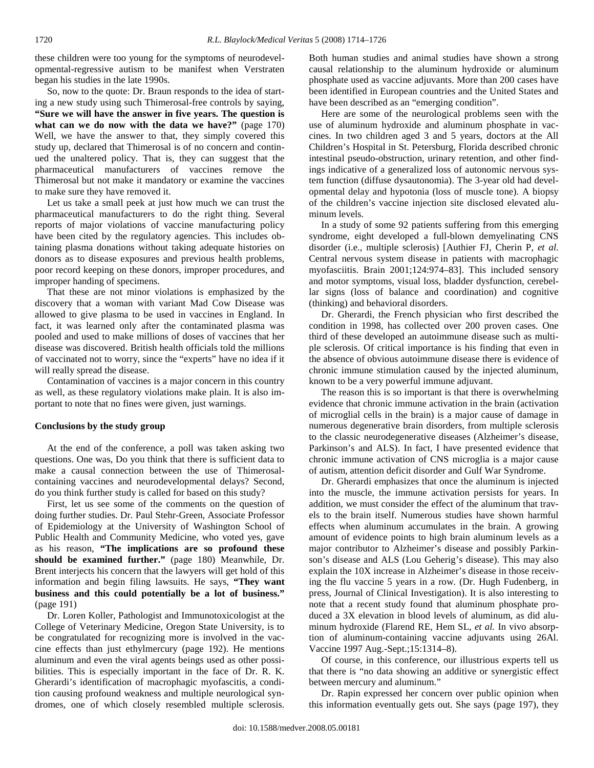these children were too young for the symptoms of neurodevelopmental-regressive autism to be manifest when Verstraten began his studies in the late 1990s.

So, now to the quote: Dr. Braun responds to the idea of starting a new study using such Thimerosal-free controls by saying, **"Sure we will have the answer in five years. The question is what can we do now with the data we have?"** (page 170) Well, we have the answer to that, they simply covered this study up, declared that Thimerosal is of no concern and continued the unaltered policy. That is, they can suggest that the pharmaceutical manufacturers of vaccines remove the Thimerosal but not make it mandatory or examine the vaccines to make sure they have removed it.

Let us take a small peek at just how much we can trust the pharmaceutical manufacturers to do the right thing. Several reports of major violations of vaccine manufacturing policy have been cited by the regulatory agencies. This includes obtaining plasma donations without taking adequate histories on donors as to disease exposures and previous health problems, poor record keeping on these donors, improper procedures, and improper handing of specimens.

That these are not minor violations is emphasized by the discovery that a woman with variant Mad Cow Disease was allowed to give plasma to be used in vaccines in England. In fact, it was learned only after the contaminated plasma was pooled and used to make millions of doses of vaccines that her disease was discovered. British health officials told the millions of vaccinated not to worry, since the "experts" have no idea if it will really spread the disease.

Contamination of vaccines is a major concern in this country as well, as these regulatory violations make plain. It is also important to note that no fines were given, just warnings.

### Conclusions by the study group

At the end of the conference, a poll was taken asking two questions. One was, Do you think that there is sufficient data to make a causal connection between the use of Thimerosal-containing vaccines and neurodevelopmental delays? Second, do you think further study is called for based on this study?

First, let us see some of the comments on the question of doing further studies. Dr. Paul Stehr-Green, Associate Professor of Epidemiology at the University of Washington School of Public Health and Community Medicine, who voted yes, gave as his reason, **"The implications are so profound these should be examined further."** (page 180) Meanwhile, Dr. Brent interjects his concern that the lawyers will get hold of this information and begin filing lawsuits. He says, **"They want business and this could potentially be a lot of business."** (page 191)

Dr. Loren Koller, Pathologist and Immunotoxicologist at the College of Veterinary Medicine, Oregon State University, is to be congratulated for recognizing more is involved in the vaccine effects than just ethylmercury (page 192). He mentions aluminum and even the viral agents beings used as other possibilities. This is especially important in the face of Dr. R. K. Gherardi's identification of macrophagic myofascitis, a condition causing profound weakness and multiple neurological syndromes, one of which closely resembled multiple sclerosis. Both human studies and animal studies have shown a strong causal relationship to the aluminum hydroxide or aluminum phosphate used as vaccine adjuvants. More than 200 cases have been identified in European countries and the United States and have been described as an "emerging condition".

Here are some of the neurological problems seen with the use of aluminum hydroxide and aluminum phosphate in vaccines. In two children aged 3 and 5 years, doctors at the All Children's Hospital in St. Petersburg, Florida described chronic intestinal pseudo-obstruction, urinary retention, and other findings indicative of a generalized loss of autonomic nervous system function (diffuse dysautonomia). The 3-year old had developmental delay and hypotonia (loss of muscle tone). A biopsy of the children's vaccine injection site disclosed elevated aluminum levels.

In a study of some 92 patients suffering from this emerging syndrome, eight developed a full-blown demyelinating CNS disorder (i.e., multiple sclerosis) [Authier FJ, Cherin P, *et al.* Central nervous system disease in patients with macrophagic myofasciitis. Brain 2001;124:974–83]. This included sensory and motor symptoms, visual loss, bladder dysfunction, cerebellar signs (loss of balance and coordination) and cognitive (thinking) and behavioral disorders.

Dr. Gherardi, the French physician who first described the condition in 1998, has collected over 200 proven cases. One third of these developed an autoimmune disease such as multiple sclerosis. Of critical importance is his finding that even in the absence of obvious autoimmune disease there is evidence of chronic immune stimulation caused by the injected aluminum, known to be a very powerful immune adjuvant.

The reason this is so important is that there is overwhelming evidence that chronic immune activation in the brain (activation of microglial cells in the brain) is a major cause of damage in numerous degenerative brain disorders, from multiple sclerosis to the classic neurodegenerative diseases (Alzheimer's disease, Parkinson's and ALS). In fact, I have presented evidence that chronic immune activation of CNS microglia is a major cause of autism, attention deficit disorder and Gulf War Syndrome.

Dr. Gherardi emphasizes that once the aluminum is injected into the muscle, the immune activation persists for years. In addition, we must consider the effect of the aluminum that travels to the brain itself. Numerous studies have shown harmful effects when aluminum accumulates in the brain. A growing amount of evidence points to high brain aluminum levels as a major contributor to Alzheimer's disease and possibly Parkinson's disease and ALS (Lou Geherig's disease). This may also explain the 10X increase in Alzheimer's disease in those receiving the flu vaccine 5 years in a row. (Dr. Hugh Fudenberg, in press, Journal of Clinical Investigation). It is also interesting to note that a recent study found that aluminum phosphate produced a 3X elevation in blood levels of aluminum, as did aluminum hydroxide (Flarend RE, Hem SL, *et al.* In vivo absorption of aluminum-containing vaccine adjuvants using 26Al. Vaccine 1997 Aug.-Sept.;15:1314–8).

Of course, in this conference, our illustrious experts tell us that there is "no data showing an additive or synergistic effect between mercury and aluminum."

Dr. Rapin expressed her concern over public opinion when this information eventually gets out. She says (page 197), they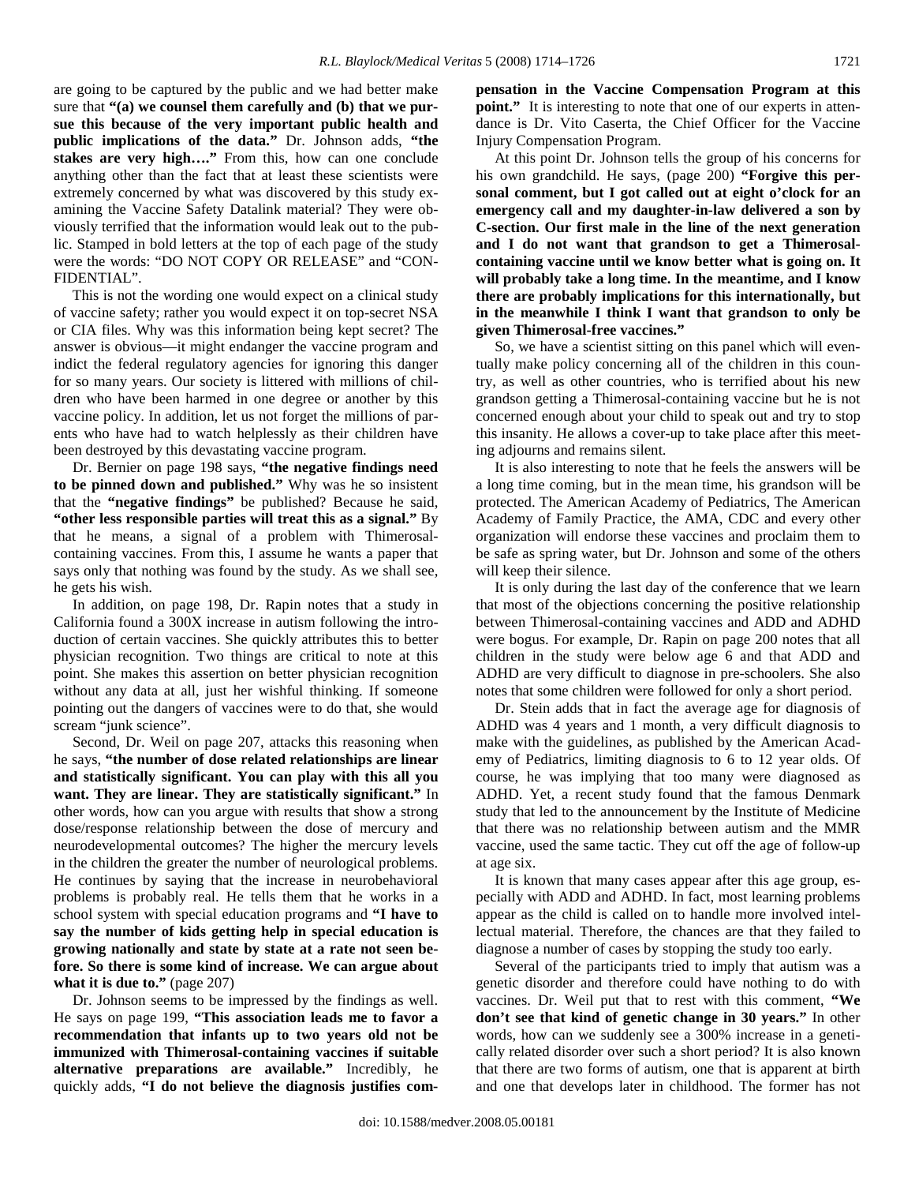are going to be captured by the public and we had better make sure that **"(a) we counsel them carefully and (b) that we pursue this because of the very important public health and public implications of the data."** Dr. Johnson adds, **"the stakes are very high…."** From this, how can one conclude anything other than the fact that at least these scientists were extremely concerned by what was discovered by this study examining the Vaccine Safety Datalink material? They were obviously terrified that the information would leak out to the public. Stamped in bold letters at the top of each page of the study were the words: "DO NOT COPY OR RELEASE" and "CONFIDENTIAL".

This is not the wording one would expect on a clinical study of vaccine safety; rather you would expect it on top-secret NSA or CIA files. Why was this information being kept secret? The answer is obvious—it might endanger the vaccine program and indict the federal regulatory agencies for ignoring this danger for so many years. Our society is littered with millions of children who have been harmed in one degree or another by this vaccine policy. In addition, let us not forget the millions of parents who have had to watch helplessly as their children have been destroyed by this devastating vaccine program.

Dr. Bernier on page 198 says, **"the negative findings need to be pinned down and published."** Why was he so insistent that the **"negative findings"** be published? Because he said, **"other less responsible parties will treat this as a signal."** By that he means, a signal of a problem with Thimerosal-containing vaccines. From this, I assume he wants a paper that says only that nothing was found by the study. As we shall see, he gets his wish.

In addition, on page 198, Dr. Rapin notes that a study in California found a 300X increase in autism following the introduction of certain vaccines. She quickly attributes this to better physician recognition. Two things are critical to note at this point. She makes this assertion on better physician recognition without any data at all, just her wishful thinking. If someone pointing out the dangers of vaccines were to do that, she would scream "junk science".

Second, Dr. Weil on page 207, attacks this reasoning when he says, **"the number of dose related relationships are linear and statistically significant. You can play with this all you want. They are linear. They are statistically significant."** In other words, how can you argue with results that show a strong dose/response relationship between the dose of mercury and neurodevelopmental outcomes? The higher the mercury levels in the children the greater the number of neurological problems. He continues by saying that the increase in neurobehavioral problems is probably real. He tells them that he works in a school system with special education programs and **"I have to say the number of kids getting help in special education is growing nationally and state by state at a rate not seen before. So there is some kind of increase. We can argue about what it is due to."** (page 207)

Dr. Johnson seems to be impressed by the findings as well. He says on page 199, **"This association leads me to favor a recommendation that infants up to two years old not be immunized with Thimerosal-containing vaccines if suitable alternative preparations are available."** Incredibly, he quickly adds, **"I do not believe the diagnosis justifies compensation in the Vaccine Compensation Program at this point."** It is interesting to note that one of our experts in attendance is Dr. Vito Caserta, the Chief Officer for the Vaccine Injury Compensation Program.

At this point Dr. Johnson tells the group of his concerns for his own grandchild. He says, (page 200) **"Forgive this personal comment, but I got called out at eight o'clock for an emergency call and my daughter-in-law delivered a son by C-section. Our first male in the line of the next generation and I do not want that grandson to get a Thimerosal-containing vaccine until we know better what is going on. It will probably take a long time. In the meantime, and I know there are probably implications for this internationally, but in the meanwhile I think I want that grandson to only be given Thimerosal-free vaccines."**

So, we have a scientist sitting on this panel which will eventually make policy concerning all of the children in this country, as well as other countries, who is terrified about his new grandson getting a Thimerosal-containing vaccine but he is not concerned enough about your child to speak out and try to stop this insanity. He allows a cover-up to take place after this meeting adjourns and remains silent.

It is also interesting to note that he feels the answers will be a long time coming, but in the mean time, his grandson will be protected. The American Academy of Pediatrics, The American Academy of Family Practice, the AMA, CDC and every other organization will endorse these vaccines and proclaim them to be safe as spring water, but Dr. Johnson and some of the others will keep their silence.

It is only during the last day of the conference that we learn that most of the objections concerning the positive relationship between Thimerosal-containing vaccines and ADD and ADHD were bogus. For example, Dr. Rapin on page 200 notes that all children in the study were below age 6 and that ADD and ADHD are very difficult to diagnose in pre-schoolers. She also notes that some children were followed for only a short period.

Dr. Stein adds that in fact the average age for diagnosis of ADHD was 4 years and 1 month, a very difficult diagnosis to make with the guidelines, as published by the American Academy of Pediatrics, limiting diagnosis to 6 to 12 year olds. Of course, he was implying that too many were diagnosed as ADHD. Yet, a recent study found that the famous Denmark study that led to the announcement by the Institute of Medicine that there was no relationship between autism and the MMR vaccine, used the same tactic. They cut off the age of follow-up at age six.

It is known that many cases appear after this age group, especially with ADD and ADHD. In fact, most learning problems appear as the child is called on to handle more involved intellectual material. Therefore, the chances are that they failed to diagnose a number of cases by stopping the study too early.

Several of the participants tried to imply that autism was a genetic disorder and therefore could have nothing to do with vaccines. Dr. Weil put that to rest with this comment, **"We don't see that kind of genetic change in 30 years."** In other words, how can we suddenly see a 300% increase in a genetically related disorder over such a short period? It is also known that there are two forms of autism, one that is apparent at birth and one that develops later in childhood. The former has not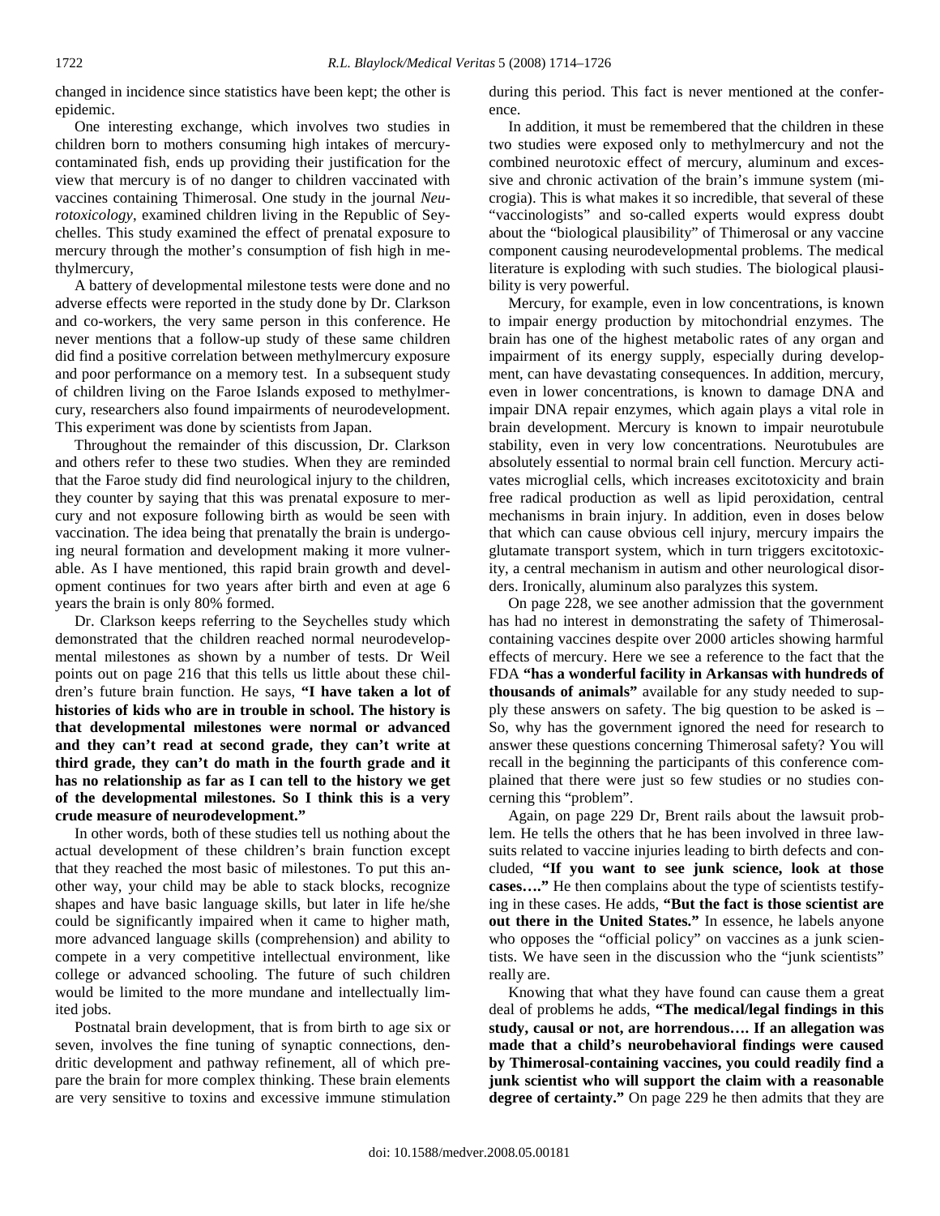changed in incidence since statistics have been kept; the other is epidemic.

One interesting exchange, which involves two studies in children born to mothers consuming high intakes of mercury-contaminated fish, ends up providing their justification for the view that mercury is of no danger to children vaccinated with vaccines containing Thimerosal. One study in the journal *Neurotoxicology*, examined children living in the Republic of Seychelles. This study examined the effect of prenatal exposure to mercury through the mother's consumption of fish high in methylmercury,

A battery of developmental milestone tests were done and no adverse effects were reported in the study done by Dr. Clarkson and co-workers, the very same person in this conference. He never mentions that a follow-up study of these same children did find a positive correlation between methylmercury exposure and poor performance on a memory test. In a subsequent study of children living on the Faroe Islands exposed to methylmercury, researchers also found impairments of neurodevelopment. This experiment was done by scientists from Japan.

Throughout the remainder of this discussion, Dr. Clarkson and others refer to these two studies. When they are reminded that the Faroe study did find neurological injury to the children, they counter by saying that this was prenatal exposure to mercury and not exposure following birth as would be seen with vaccination. The idea being that prenatally the brain is undergoing neural formation and development making it more vulnerable. As I have mentioned, this rapid brain growth and development continues for two years after birth and even at age 6 years the brain is only 80% formed.

Dr. Clarkson keeps referring to the Seychelles study which demonstrated that the children reached normal neurodevelopmental milestones as shown by a number of tests. Dr Weil points out on page 216 that this tells us little about these children's future brain function. He says, **"I have taken a lot of histories of kids who are in trouble in school. The history is that developmental milestones were normal or advanced and they can't read at second grade, they can't write at third grade, they can't do math in the fourth grade and it has no relationship as far as I can tell to the history we get of the developmental milestones. So I think this is a very crude measure of neurodevelopment."**

In other words, both of these studies tell us nothing about the actual development of these children's brain function except that they reached the most basic of milestones. To put this another way, your child may be able to stack blocks, recognize shapes and have basic language skills, but later in life he/she could be significantly impaired when it came to higher math, more advanced language skills (comprehension) and ability to compete in a very competitive intellectual environment, like college or advanced schooling. The future of such children would be limited to the more mundane and intellectually limited jobs.

Postnatal brain development, that is from birth to age six or seven, involves the fine tuning of synaptic connections, dendritic development and pathway refinement, all of which prepare the brain for more complex thinking. These brain elements are very sensitive to toxins and excessive immune stimulation during this period. This fact is never mentioned at the conference.

In addition, it must be remembered that the children in these two studies were exposed only to methylmercury and not the combined neurotoxic effect of mercury, aluminum and excessive and chronic activation of the brain's immune system (microgia). This is what makes it so incredible, that several of these "vaccinologists" and so-called experts would express doubt about the "biological plausibility" of Thimerosal or any vaccine component causing neurodevelopmental problems. The medical literature is exploding with such studies. The biological plausibility is very powerful.

Mercury, for example, even in low concentrations, is known to impair energy production by mitochondrial enzymes. The brain has one of the highest metabolic rates of any organ and impairment of its energy supply, especially during development, can have devastating consequences. In addition, mercury, even in lower concentrations, is known to damage DNA and impair DNA repair enzymes, which again plays a vital role in brain development. Mercury is known to impair neurotubule stability, even in very low concentrations. Neurotubules are absolutely essential to normal brain cell function. Mercury activates microglial cells, which increases excitotoxicity and brain free radical production as well as lipid peroxidation, central mechanisms in brain injury. In addition, even in doses below that which can cause obvious cell injury, mercury impairs the glutamate transport system, which in turn triggers excitotoxicity, a central mechanism in autism and other neurological disorders. Ironically, aluminum also paralyzes this system.

On page 228, we see another admission that the government has had no interest in demonstrating the safety of Thimerosal-containing vaccines despite over 2000 articles showing harmful effects of mercury. Here we see a reference to the fact that the FDA **"has a wonderful facility in Arkansas with hundreds of thousands of animals"** available for any study needed to supply these answers on safety. The big question to be asked is – So, why has the government ignored the need for research to answer these questions concerning Thimerosal safety? You will recall in the beginning the participants of this conference complained that there were just so few studies or no studies concerning this "problem".

Again, on page 229 Dr, Brent rails about the lawsuit problem. He tells the others that he has been involved in three lawsuits related to vaccine injuries leading to birth defects and concluded, **"If you want to see junk science, look at those cases…."** He then complains about the type of scientists testifying in these cases. He adds, **"But the fact is those scientist are out there in the United States."** In essence, he labels anyone who opposes the "official policy" on vaccines as a junk scientists. We have seen in the discussion who the "junk scientists" really are.

Knowing that what they have found can cause them a great deal of problems he adds, **"The medical/legal findings in this study, causal or not, are horrendous…. If an allegation was made that a child's neurobehavioral findings were caused by Thimerosal-containing vaccines, you could readily find a junk scientist who will support the claim with a reasonable degree of certainty."** On page 229 he then admits that they are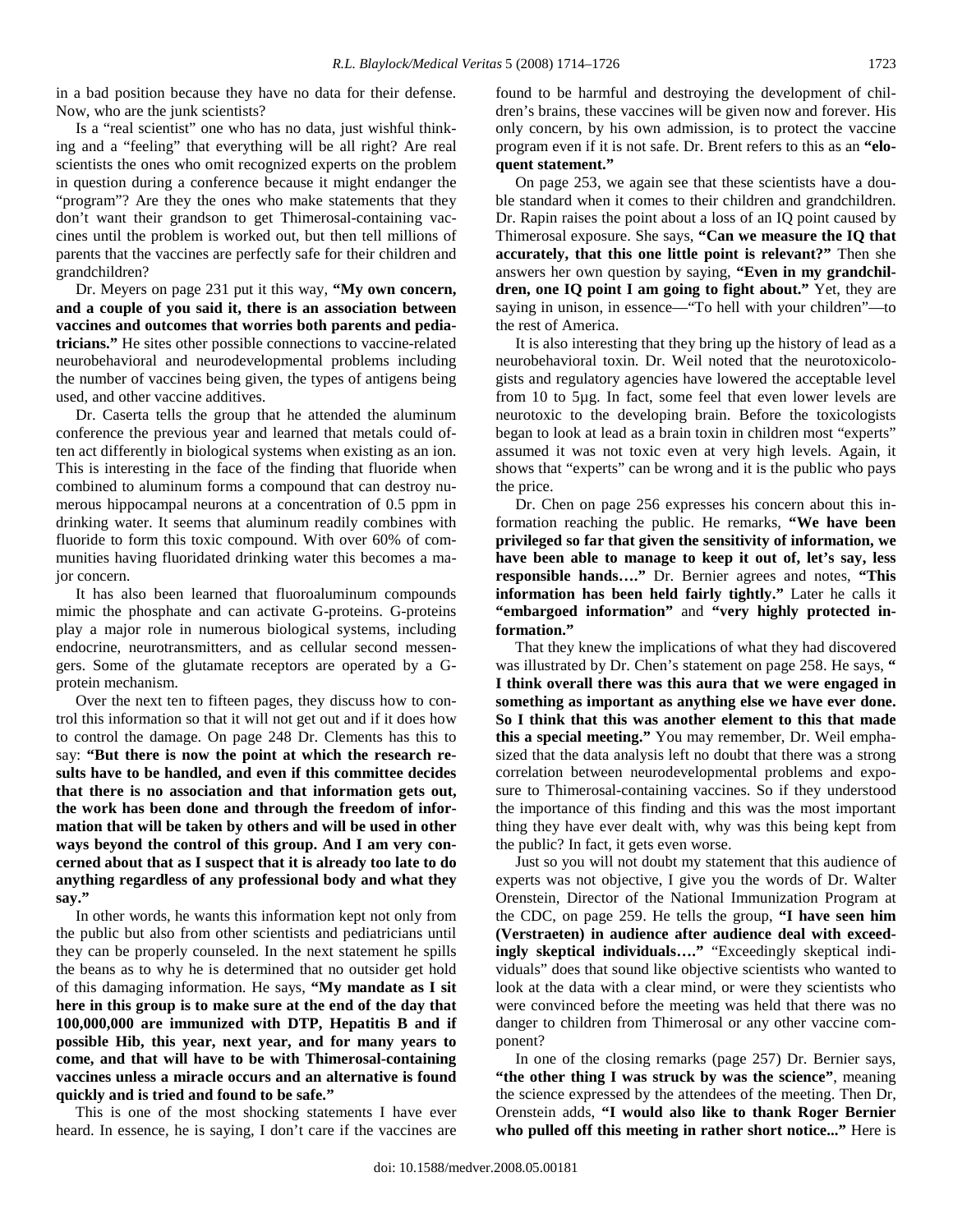in a bad position because they have no data for their defense. Now, who are the junk scientists?

Is a "real scientist" one who has no data, just wishful thinking and a "feeling" that everything will be all right? Are real scientists the ones who omit recognized experts on the problem in question during a conference because it might endanger the "program"? Are they the ones who make statements that they don't want their grandson to get Thimerosal-containing vaccines until the problem is worked out, but then tell millions of parents that the vaccines are perfectly safe for their children and grandchildren?

Dr. Meyers on page 231 put it this way, **"My own concern, and a couple of you said it, there is an association between vaccines and outcomes that worries both parents and pediatricians."** He sites other possible connections to vaccine-related neurobehavioral and neurodevelopmental problems including the number of vaccines being given, the types of antigens being used, and other vaccine additives.

Dr. Caserta tells the group that he attended the aluminum conference the previous year and learned that metals could often act differently in biological systems when existing as an ion. This is interesting in the face of the finding that fluoride when combined to aluminum forms a compound that can destroy numerous hippocampal neurons at a concentration of 0.5 ppm in drinking water. It seems that aluminum readily combines with fluoride to form this toxic compound. With over 60% of communities having fluoridated drinking water this becomes a major concern.

It has also been learned that fluoroaluminum compounds mimic the phosphate and can activate G-proteins. G-proteins play a major role in numerous biological systems, including endocrine, neurotransmitters, and as cellular second messengers. Some of the glutamate receptors are operated by a G-protein mechanism.

Over the next ten to fifteen pages, they discuss how to control this information so that it will not get out and if it does how to control the damage. On page 248 Dr. Clements has this to say: **"But there is now the point at which the research results have to be handled, and even if this committee decides that there is no association and that information gets out, the work has been done and through the freedom of information that will be taken by others and will be used in other ways beyond the control of this group. And I am very concerned about that as I suspect that it is already too late to do anything regardless of any professional body and what they say."**

In other words, he wants this information kept not only from the public but also from other scientists and pediatricians until they can be properly counseled. In the next statement he spills the beans as to why he is determined that no outsider get hold of this damaging information. He says, **"My mandate as I sit here in this group is to make sure at the end of the day that 100,000,000 are immunized with DTP, Hepatitis B and if possible Hib, this year, next year, and for many years to come, and that will have to be with Thimerosal-containing vaccines unless a miracle occurs and an alternative is found quickly and is tried and found to be safe."**

This is one of the most shocking statements I have ever heard. In essence, he is saying, I don't care if the vaccines are found to be harmful and destroying the development of children's brains, these vaccines will be given now and forever. His only concern, by his own admission, is to protect the vaccine program even if it is not safe. Dr. Brent refers to this as an **"eloquent statement."**

On page 253, we again see that these scientists have a double standard when it comes to their children and grandchildren. Dr. Rapin raises the point about a loss of an IQ point caused by Thimerosal exposure. She says, **"Can we measure the IQ that accurately, that this one little point is relevant?"** Then she answers her own question by saying, **"Even in my grandchildren, one IQ point I am going to fight about."** Yet, they are saying in unison, in essence—"To hell with your children"—to the rest of America.

It is also interesting that they bring up the history of lead as a neurobehavioral toxin. Dr. Weil noted that the neurotoxicologists and regulatory agencies have lowered the acceptable level from 10 to 5µg. In fact, some feel that even lower levels are neurotoxic to the developing brain. Before the toxicologists began to look at lead as a brain toxin in children most "experts" assumed it was not toxic even at very high levels. Again, it shows that "experts" can be wrong and it is the public who pays the price.

Dr. Chen on page 256 expresses his concern about this information reaching the public. He remarks, **"We have been privileged so far that given the sensitivity of information, we have been able to manage to keep it out of, let's say, less responsible hands…."** Dr. Bernier agrees and notes, **"This information has been held fairly tightly."** Later he calls it **"embargoed information"** and **"very highly protected information."**

That they knew the implications of what they had discovered was illustrated by Dr. Chen's statement on page 258. He says, **" I think overall there was this aura that we were engaged in something as important as anything else we have ever done. So I think that this was another element to this that made this a special meeting."** You may remember, Dr. Weil emphasized that the data analysis left no doubt that there was a strong correlation between neurodevelopmental problems and exposure to Thimerosal-containing vaccines. So if they understood the importance of this finding and this was the most important thing they have ever dealt with, why was this being kept from the public? In fact, it gets even worse.

Just so you will not doubt my statement that this audience of experts was not objective, I give you the words of Dr. Walter Orenstein, Director of the National Immunization Program at the CDC, on page 259. He tells the group, **"I have seen him (Verstraeten) in audience after audience deal with exceedingly skeptical individuals…."** "Exceedingly skeptical individuals" does that sound like objective scientists who wanted to look at the data with a clear mind, or were they scientists who were convinced before the meeting was held that there was no danger to children from Thimerosal or any other vaccine component?

In one of the closing remarks (page 257) Dr. Bernier says, **"the other thing I was struck by was the science"**, meaning the science expressed by the attendees of the meeting. Then Dr, Orenstein adds, **"I would also like to thank Roger Bernier who pulled off this meeting in rather short notice..."** Here is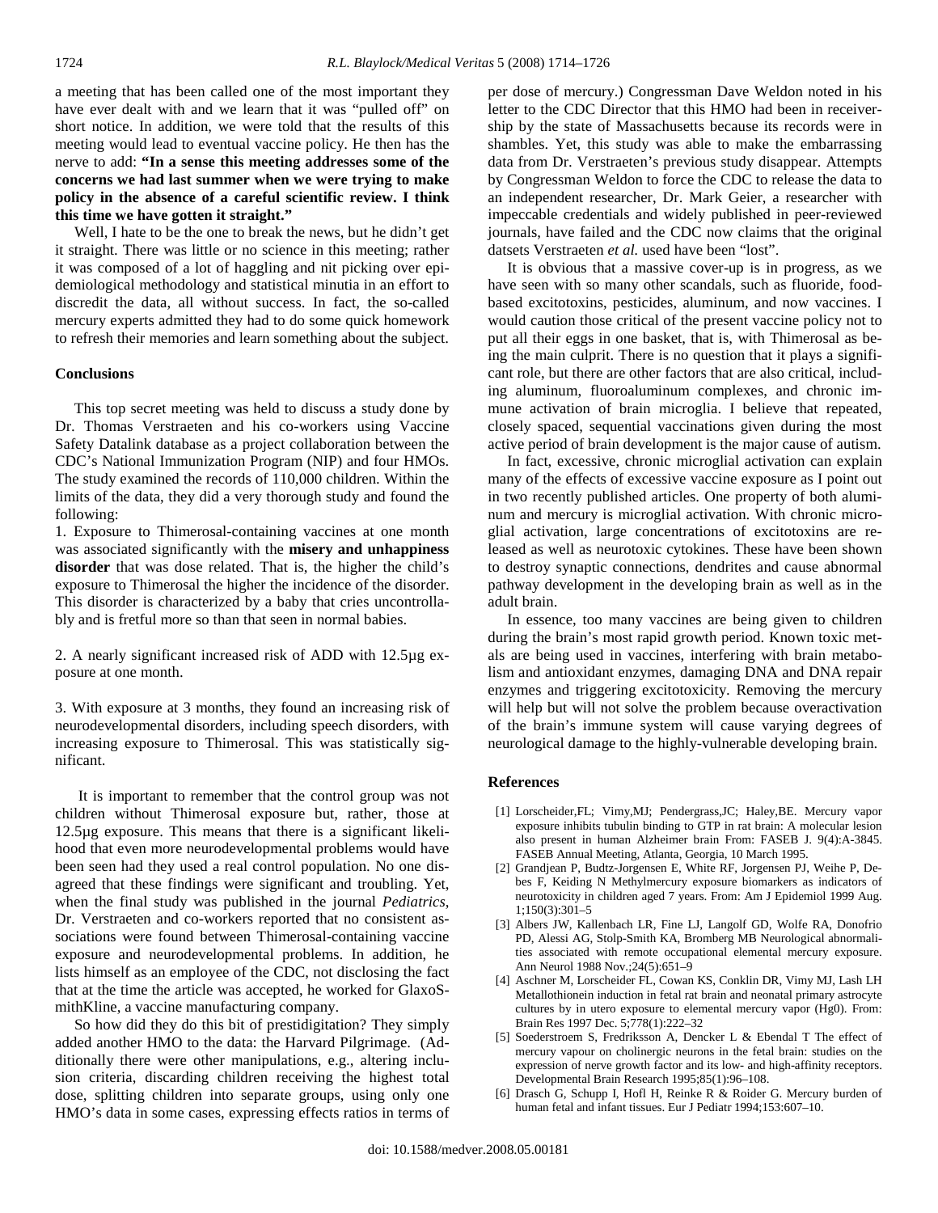a meeting that has been called one of the most important they have ever dealt with and we learn that it was "pulled off" on short notice. In addition, we were told that the results of this meeting would lead to eventual vaccine policy. He then has the nerve to add: **"In a sense this meeting addresses some of the concerns we had last summer when we were trying to make policy in the absence of a careful scientific review. I think this time we have gotten it straight."**

Well, I hate to be the one to break the news, but he didn't get it straight. There was little or no science in this meeting; rather it was composed of a lot of haggling and nit picking over epidemiological methodology and statistical minutia in an effort to discredit the data, all without success. In fact, the so-called mercury experts admitted they had to do some quick homework to refresh their memories and learn something about the subject.

### Conclusions

This top secret meeting was held to discuss a study done by Dr. Thomas Verstraeten and his co-workers using Vaccine Safety Datalink database as a project collaboration between the CDC's National Immunization Program (NIP) and four HMOs. The study examined the records of 110,000 children. Within the limits of the data, they did a very thorough study and found the following:

1. Exposure to Thimerosal-containing vaccines at one month was associated significantly with the **misery and unhappiness disorder** that was dose related. That is, the higher the child's exposure to Thimerosal the higher the incidence of the disorder. This disorder is characterized by a baby that cries uncontrollably and is fretful more so than that seen in normal babies.

2. A nearly significant increased risk of ADD with 12.5µg exposure at one month.

3. With exposure at 3 months, they found an increasing risk of neurodevelopmental disorders, including speech disorders, with increasing exposure to Thimerosal. This was statistically significant.

It is important to remember that the control group was not children without Thimerosal exposure but, rather, those at 12.5µg exposure. This means that there is a significant likelihood that even more neurodevelopmental problems would have been seen had they used a real control population. No one disagreed that these findings were significant and troubling. Yet, when the final study was published in the journal *Pediatrics*, Dr. Verstraeten and co-workers reported that no consistent associations were found between Thimerosal-containing vaccine exposure and neurodevelopmental problems. In addition, he lists himself as an employee of the CDC, not disclosing the fact that at the time the article was accepted, he worked for GlaxoSmithKline, a vaccine manufacturing company.

So how did they do this bit of prestidigitation? They simply added another HMO to the data: the Harvard Pilgrimage. (Additionally there were other manipulations, e.g., altering inclusion criteria, discarding children receiving the highest total dose, splitting children into separate groups, using only one HMO's data in some cases, expressing effects ratios in terms of per dose of mercury.) Congressman Dave Weldon noted in his letter to the CDC Director that this HMO had been in receivership by the state of Massachusetts because its records were in shambles. Yet, this study was able to make the embarrassing data from Dr. Verstraeten's previous study disappear. Attempts by Congressman Weldon to force the CDC to release the data to an independent researcher, Dr. Mark Geier, a researcher with impeccable credentials and widely published in peer-reviewed journals, have failed and the CDC now claims that the original datsets Verstraeten *et al.* used have been "lost".

It is obvious that a massive cover-up is in progress, as we have seen with so many other scandals, such as fluoride, food-based excitotoxins, pesticides, aluminum, and now vaccines. I would caution those critical of the present vaccine policy not to put all their eggs in one basket, that is, with Thimerosal as being the main culprit. There is no question that it plays a significant role, but there are other factors that are also critical, including aluminum, fluoroaluminum complexes, and chronic immune activation of brain microglia. I believe that repeated, closely spaced, sequential vaccinations given during the most active period of brain development is the major cause of autism.

In fact, excessive, chronic microglial activation can explain many of the effects of excessive vaccine exposure as I point out in two recently published articles. One property of both aluminum and mercury is microglial activation. With chronic microglial activation, large concentrations of excitotoxins are released as well as neurotoxic cytokines. These have been shown to destroy synaptic connections, dendrites and cause abnormal pathway development in the developing brain as well as in the adult brain.

In essence, too many vaccines are being given to children during the brain's most rapid growth period. Known toxic metals are being used in vaccines, interfering with brain metabolism and antioxidant enzymes, damaging DNA and DNA repair enzymes and triggering excitotoxicity. Removing the mercury will help but will not solve the problem because overactivation of the brain's immune system will cause varying degrees of neurological damage to the highly-vulnerable developing brain.

### References

[1] Lorscheider,FL; Vimy,MJ; Pendergrass,JC; Haley,BE. Mercury vapor exposure inhibits tubulin binding to GTP in rat brain: A molecular lesion also present in human Alzheimer brain From: FASEB J. 9(4):A-3845. FASEB Annual Meeting, Atlanta, Georgia, 10 March 1995.

[2] Grandjean P, Budtz-Jorgensen E, White RF, Jorgensen PJ, Weihe P, Debes F, Keiding N Methylmercury exposure biomarkers as indicators of neurotoxicity in children aged 7 years. From: Am J Epidemiol 1999 Aug. 1;150(3):301–5

[3] Albers JW, Kallenbach LR, Fine LJ, Langolf GD, Wolfe RA, Donofrio PD, Alessi AG, Stolp-Smith KA, Bromberg MB Neurological abnormalities associated with remote occupational elemental mercury exposure. Ann Neurol 1988 Nov.;24(5):651–9

[4] Aschner M, Lorscheider FL, Cowan KS, Conklin DR, Vimy MJ, Lash LH Metallothionein induction in fetal rat brain and neonatal primary astrocyte cultures by in utero exposure to elemental mercury vapor (Hg0). From: Brain Res 1997 Dec. 5;778(1):222–32

[5] Soederstroem S, Fredriksson A, Dencker L & Ebendal T The effect of mercury vapour on cholinergic neurons in the fetal brain: studies on the expression of nerve growth factor and its low- and high-affinity receptors. Developmental Brain Research 1995;85(1):96–108.

[6] Drasch G, Schupp I, Hofl H, Reinke R & Roider G. Mercury burden of human fetal and infant tissues. Eur J Pediatr 1994;153:607–10.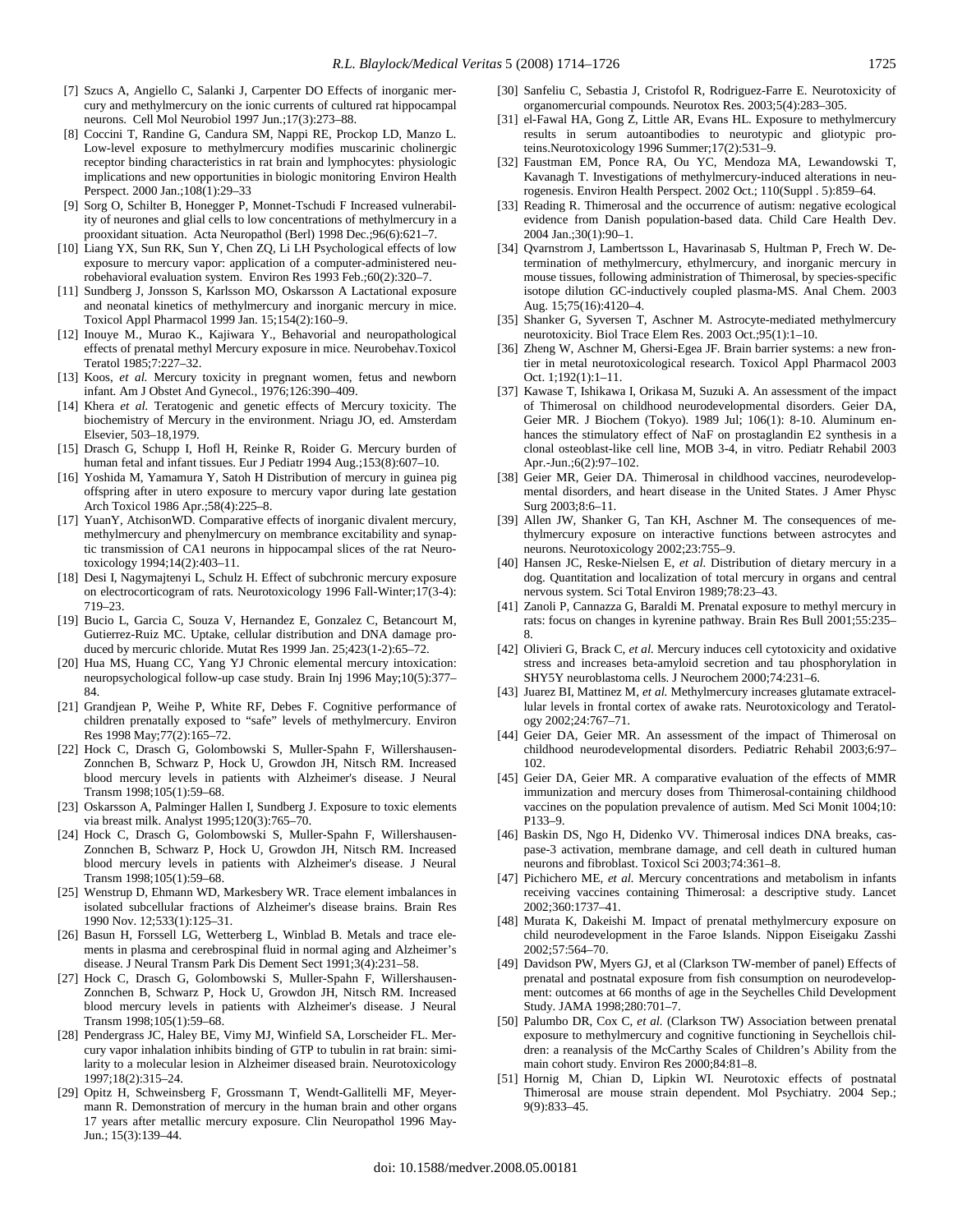[7] Szucs A, Angiello C, Salanki J, Carpenter DO Effects of inorganic mercury and methylmercury on the ionic currents of cultured rat hippocampal neurons. Cell Mol Neurobiol 1997 Jun.;17(3):273–88.

[8] Coccini T, Randine G, Candura SM, Nappi RE, Prockop LD, Manzo L. Low-level exposure to methylmercury modifies muscarinic cholinergic receptor binding characteristics in rat brain and lymphocytes: physiologic implications and new opportunities in biologic monitoring Environ Health Perspect. 2000 Jan.;108(1):29–33

[9] Sorg O, Schilter B, Honegger P, Monnet-Tschudi F Increased vulnerability of neurones and glial cells to low concentrations of methylmercury in a prooxidant situation. Acta Neuropathol (Berl) 1998 Dec.;96(6):621–7.

[10] Liang YX, Sun RK, Sun Y, Chen ZQ, Li LH Psychological effects of low exposure to mercury vapor: application of a computer-administered neurobehavioral evaluation system. Environ Res 1993 Feb.;60(2):320–7.

[11] Sundberg J, Jonsson S, Karlsson MO, Oskarsson A Lactational exposure and neonatal kinetics of methylmercury and inorganic mercury in mice. Toxicol Appl Pharmacol 1999 Jan. 15;154(2):160–9.

[12] Inouye M., Murao K., Kajiwara Y., Behavorial and neuropathological effects of prenatal methyl Mercury exposure in mice. Neurobehav.Toxicol Teratol 1985;7:227–32.

[13] Koos, *et al.* Mercury toxicity in pregnant women, fetus and newborn infant. Am J Obstet And Gynecol., 1976;126:390–409.

[14] Khera *et al.* Teratogenic and genetic effects of Mercury toxicity. The biochemistry of Mercury in the environment. Nriagu JO, ed. Amsterdam Elsevier, 503–18,1979.

[15] Drasch G, Schupp I, Hofl H, Reinke R, Roider G. Mercury burden of human fetal and infant tissues. Eur J Pediatr 1994 Aug.;153(8):607–10.

[16] Yoshida M, Yamamura Y, Satoh H Distribution of mercury in guinea pig offspring after in utero exposure to mercury vapor during late gestation Arch Toxicol 1986 Apr.;58(4):225–8.

[17] YuanY, AtchisonWD. Comparative effects of inorganic divalent mercury, methylmercury and phenylmercury on membrance excitability and synaptic transmission of CA1 neurons in hippocampal slices of the rat Neurotoxicology 1994;14(2):403–11.

[18] Desi I, Nagymajtenyi L, Schulz H. Effect of subchronic mercury exposure on electrocorticogram of rats. Neurotoxicology 1996 Fall-Winter;17(3-4): 719–23.

[19] Bucio L, Garcia C, Souza V, Hernandez E, Gonzalez C, Betancourt M, Gutierrez-Ruiz MC. Uptake, cellular distribution and DNA damage produced by mercuric chloride. Mutat Res 1999 Jan. 25;423(1-2):65–72.

[20] Hua MS, Huang CC, Yang YJ Chronic elemental mercury intoxication: neuropsychological follow-up case study. Brain Inj 1996 May;10(5):377–84.

[21] Grandjean P, Weihe P, White RF, Debes F. Cognitive performance of children prenatally exposed to "safe" levels of methylmercury. Environ Res 1998 May;77(2):165–72.

[22] Hock C, Drasch G, Golombowski S, Muller-Spahn F, Willershausen-Zonnchen B, Schwarz P, Hock U, Growdon JH, Nitsch RM. Increased blood mercury levels in patients with Alzheimer's disease. J Neural Transm 1998;105(1):59–68.

[23] Oskarsson A, Palminger Hallen I, Sundberg J. Exposure to toxic elements via breast milk. Analyst 1995;120(3):765–70.

[24] Hock C, Drasch G, Golombowski S, Muller-Spahn F, Willershausen-Zonnchen B, Schwarz P, Hock U, Growdon JH, Nitsch RM. Increased blood mercury levels in patients with Alzheimer's disease. J Neural Transm 1998;105(1):59–68.

[25] Wenstrup D, Ehmann WD, Markesbery WR. Trace element imbalances in isolated subcellular fractions of Alzheimer's disease brains. Brain Res 1990 Nov. 12;533(1):125–31.

[26] Basun H, Forssell LG, Wetterberg L, Winblad B. Metals and trace elements in plasma and cerebrospinal fluid in normal aging and Alzheimer's disease. J Neural Transm Park Dis Dement Sect 1991;3(4):231–58.

[27] Hock C, Drasch G, Golombowski S, Muller-Spahn F, Willershausen-Zonnchen B, Schwarz P, Hock U, Growdon JH, Nitsch RM. Increased blood mercury levels in patients with Alzheimer's disease. J Neural Transm 1998;105(1):59–68.

[28] Pendergrass JC, Haley BE, Vimy MJ, Winfield SA, Lorscheider FL. Mercury vapor inhalation inhibits binding of GTP to tubulin in rat brain: similarity to a molecular lesion in Alzheimer diseased brain. Neurotoxicology 1997;18(2):315–24.

[29] Opitz H, Schweinsberg F, Grossmann T, Wendt-Gallitelli MF, Meyermann R. Demonstration of mercury in the human brain and other organs 17 years after metallic mercury exposure. Clin Neuropathol 1996 May-Jun.; 15(3):139–44.

[30] Sanfeliu C, Sebastia J, Cristofol R, Rodriguez-Farre E. Neurotoxicity of organomercurial compounds. Neurotox Res. 2003;5(4):283–305.

[31] el-Fawal HA, Gong Z, Little AR, Evans HL. Exposure to methylmercury results in serum autoantibodies to neurotypic and gliotypic proteins.Neurotoxicology 1996 Summer;17(2):531–9.

[32] Faustman EM, Ponce RA, Ou YC, Mendoza MA, Lewandowski T, Kavanagh T. Investigations of methylmercury-induced alterations in neurogenesis. Environ Health Perspect. 2002 Oct.; 110(Suppl . 5):859–64.

[33] Reading R. Thimerosal and the occurrence of autism: negative ecological evidence from Danish population-based data. Child Care Health Dev. 2004 Jan.;30(1):90–1.

[34] Qvarnstrom J, Lambertsson L, Havarinasab S, Hultman P, Frech W. Determination of methylmercury, ethylmercury, and inorganic mercury in mouse tissues, following administration of Thimerosal, by species-specific isotope dilution GC-inductively coupled plasma-MS. Anal Chem. 2003 Aug. 15;75(16):4120–4.

[35] Shanker G, Syversen T, Aschner M. Astrocyte-mediated methylmercury neurotoxicity. Biol Trace Elem Res. 2003 Oct.;95(1):1–10.

[36] Zheng W, Aschner M, Ghersi-Egea JF. Brain barrier systems: a new frontier in metal neurotoxicological research. Toxicol Appl Pharmacol 2003 Oct. 1;192(1):1–11.

[37] Kawase T, Ishikawa I, Orikasa M, Suzuki A. An assessment of the impact of Thimerosal on childhood neurodevelopmental disorders. Geier DA, Geier MR. J Biochem (Tokyo). 1989 Jul; 106(1): 8-10. Aluminum enhances the stimulatory effect of NaF on prostaglandin E2 synthesis in a clonal osteoblast-like cell line, MOB 3-4, in vitro. Pediatr Rehabil 2003 Apr.-Jun.;6(2):97–102.

[38] Geier MR, Geier DA. Thimerosal in childhood vaccines, neurodevelopmental disorders, and heart disease in the United States. J Amer Physc Surg 2003;8:6–11.

[39] Allen JW, Shanker G, Tan KH, Aschner M. The consequences of methylmercury exposure on interactive functions between astrocytes and neurons. Neurotoxicology 2002;23:755–9.

[40] Hansen JC, Reske-Nielsen E, *et al.* Distribution of dietary mercury in a dog. Quantitation and localization of total mercury in organs and central nervous system. Sci Total Environ 1989;78:23–43.

[41] Zanoli P, Cannazza G, Baraldi M. Prenatal exposure to methyl mercury in rats: focus on changes in kyrenine pathway. Brain Res Bull 2001;55:235–8.

[42] Olivieri G, Brack C, *et al.* Mercury induces cell cytotoxicity and oxidative stress and increases beta-amyloid secretion and tau phosphorylation in SHY5Y neuroblastoma cells. J Neurochem 2000;74:231–6.

[43] Juarez BI, Mattinez M, *et al.* Methylmercury increases glutamate extracellular levels in frontal cortex of awake rats. Neurotoxicology and Teratology 2002;24:767–71.

[44] Geier DA, Geier MR. An assessment of the impact of Thimerosal on childhood neurodevelopmental disorders. Pediatric Rehabil 2003;6:97–102.

[45] Geier DA, Geier MR. A comparative evaluation of the effects of MMR immunization and mercury doses from Thimerosal-containing childhood vaccines on the population prevalence of autism. Med Sci Monit 1004;10: P133–9.

[46] Baskin DS, Ngo H, Didenko VV. Thimerosal indices DNA breaks, caspase-3 activation, membrane damage, and cell death in cultured human neurons and fibroblast. Toxicol Sci 2003;74:361–8.

[47] Pichichero ME, *et al.* Mercury concentrations and metabolism in infants receiving vaccines containing Thimerosal: a descriptive study. Lancet 2002;360:1737–41.

[48] Murata K, Dakeishi M. Impact of prenatal methylmercury exposure on child neurodevelopment in the Faroe Islands. Nippon Eiseigaku Zasshi 2002;57:564–70.

[49] Davidson PW, Myers GJ, et al (Clarkson TW-member of panel) Effects of prenatal and postnatal exposure from fish consumption on neurodevelopment: outcomes at 66 months of age in the Seychelles Child Development Study. JAMA 1998;280:701–7.

[50] Palumbo DR, Cox C, *et al.* (Clarkson TW) Association between prenatal exposure to methylmercury and cognitive functioning in Seychellois children: a reanalysis of the McCarthy Scales of Children's Ability from the main cohort study. Environ Res 2000;84:81–8.

[51] Hornig M, Chian D, Lipkin WI. Neurotoxic effects of postnatal Thimerosal are mouse strain dependent. Mol Psychiatry. 2004 Sep.; 9(9):833–45.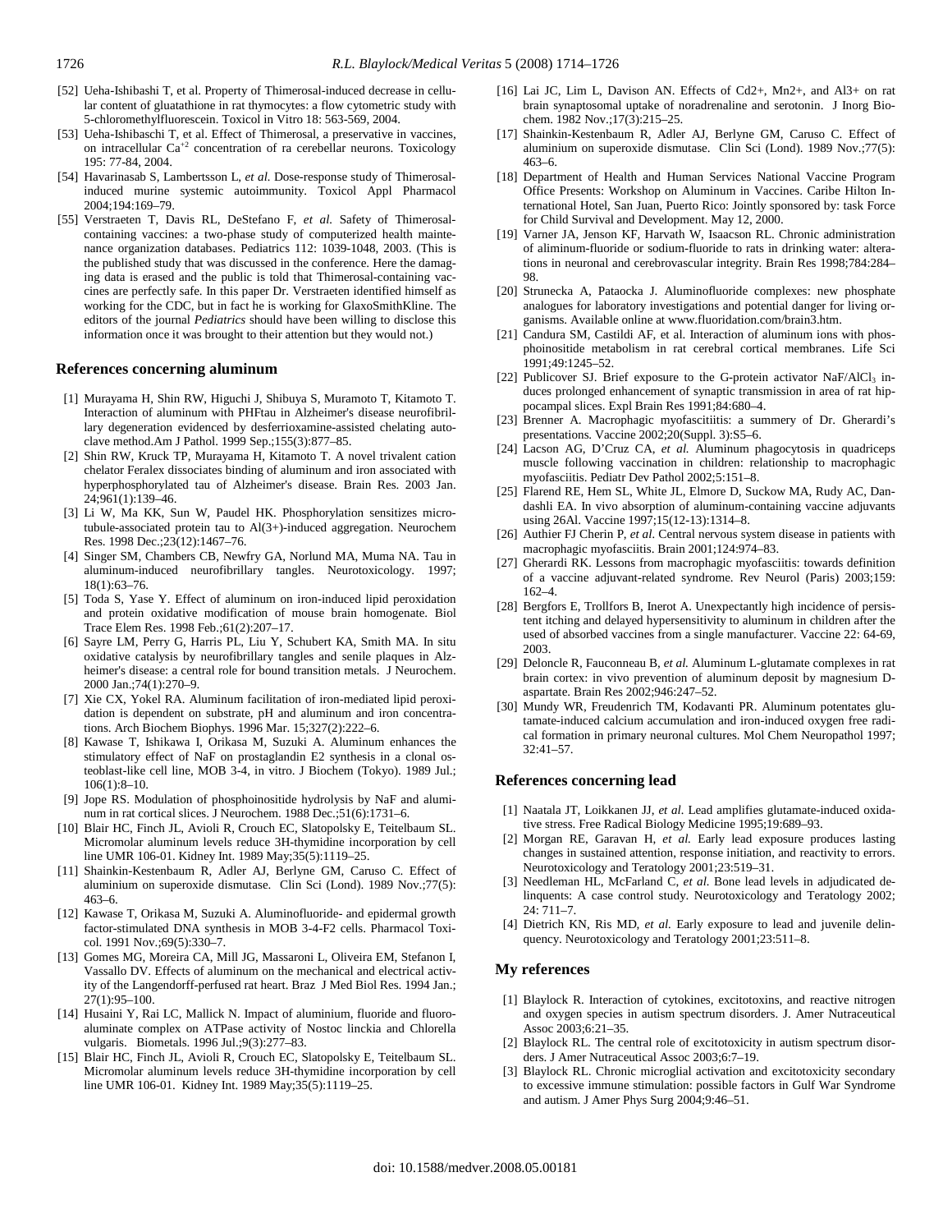[52] Ueha-Ishibashi T, et al. Property of Thimerosal-induced decrease in cellular content of gluatathione in rat thymocytes: a flow cytometric study with 5-chloromethylfluorescein. Toxicol in Vitro 18: 563-569, 2004.

[53] Ueha-Ishibaschi T, et al. Effect of Thimerosal, a preservative in vaccines, on intracellular $Ca^{+2}$ concentration of ra cerebellar neurons. Toxicology 195: 77-84, 2004.

[54] Havarinasab S, Lambertsson L, *et al.* Dose-response study of Thimerosal-induced murine systemic autoimmunity. Toxicol Appl Pharmacol 2004;194:169–79.

[55] Verstraeten T, Davis RL, DeStefano F, *et al.* Safety of Thimerosal-containing vaccines: a two-phase study of computerized health maintenance organization databases. Pediatrics 112: 1039-1048, 2003. (This is the published study that was discussed in the conference. Here the damaging data is erased and the public is told that Thimerosal-containing vaccines are perfectly safe. In this paper Dr. Verstraeten identified himself as working for the CDC, but in fact he is working for GlaxoSmithKline. The editors of the journal *Pediatrics* should have been willing to disclose this information once it was brought to their attention but they would not.)

### References concerning aluminum

[1] Murayama H, Shin RW, Higuchi J, Shibuya S, Muramoto T, Kitamoto T. Interaction of aluminum with PHFtau in Alzheimer's disease neurofibrillary degeneration evidenced by desferrioxamine-assisted chelating autoclave method.Am J Pathol. 1999 Sep.;155(3):877–85.

[2] Shin RW, Kruck TP, Murayama H, Kitamoto T. A novel trivalent cation chelator Feralex dissociates binding of aluminum and iron associated with hyperphosphorylated tau of Alzheimer's disease. Brain Res. 2003 Jan. 24;961(1):139–46.

[3] Li W, Ma KK, Sun W, Paudel HK. Phosphorylation sensitizes microtubule-associated protein tau to Al(3+)-induced aggregation. Neurochem Res. 1998 Dec.;23(12):1467–76.

[4] Singer SM, Chambers CB, Newfry GA, Norlund MA, Muma NA. Tau in aluminum-induced neurofibrillary tangles. Neurotoxicology. 1997; 18(1):63–76.

[5] Toda S, Yase Y. Effect of aluminum on iron-induced lipid peroxidation and protein oxidative modification of mouse brain homogenate. Biol Trace Elem Res. 1998 Feb.;61(2):207–17.

[6] Sayre LM, Perry G, Harris PL, Liu Y, Schubert KA, Smith MA. In situ oxidative catalysis by neurofibrillary tangles and senile plaques in Alzheimer's disease: a central role for bound transition metals. J Neurochem. 2000 Jan.;74(1):270–9.

[7] Xie CX, Yokel RA. Aluminum facilitation of iron-mediated lipid peroxidation is dependent on substrate, pH and aluminum and iron concentrations. Arch Biochem Biophys. 1996 Mar. 15;327(2):222–6.

[8] Kawase T, Ishikawa I, Orikasa M, Suzuki A. Aluminum enhances the stimulatory effect of NaF on prostaglandin E2 synthesis in a clonal osteoblast-like cell line, MOB 3-4, in vitro. J Biochem (Tokyo). 1989 Jul.; 106(1):8–10.

[9] Jope RS. Modulation of phosphoinositide hydrolysis by NaF and aluminum in rat cortical slices. J Neurochem. 1988 Dec.;51(6):1731–6.

[10] Blair HC, Finch JL, Avioli R, Crouch EC, Slatopolsky E, Teitelbaum SL. Micromolar aluminum levels reduce 3H-thymidine incorporation by cell line UMR 106-01. Kidney Int. 1989 May;35(5):1119–25.

[11] Shainkin-Kestenbaum R, Adler AJ, Berlyne GM, Caruso C. Effect of aluminium on superoxide dismutase. Clin Sci (Lond). 1989 Nov.;77(5): 463–6.

[12] Kawase T, Orikasa M, Suzuki A. Aluminofluoride- and epidermal growth factor-stimulated DNA synthesis in MOB 3-4-F2 cells. Pharmacol Toxicol. 1991 Nov.;69(5):330–7.

[13] Gomes MG, Moreira CA, Mill JG, Massaroni L, Oliveira EM, Stefanon I, Vassallo DV. Effects of aluminum on the mechanical and electrical activity of the Langendorff-perfused rat heart. Braz J Med Biol Res. 1994 Jan.; 27(1):95–100.

[14] Husaini Y, Rai LC, Mallick N. Impact of aluminium, fluoride and fluoroaluminate complex on ATPase activity of Nostoc linckia and Chlorella vulgaris. Biometals. 1996 Jul.;9(3):277–83.

[15] Blair HC, Finch JL, Avioli R, Crouch EC, Slatopolsky E, Teitelbaum SL. Micromolar aluminum levels reduce 3H-thymidine incorporation by cell line UMR 106-01. Kidney Int. 1989 May;35(5):1119–25.

[16] Lai JC, Lim L, Davison AN. Effects of Cd2+, Mn2+, and Al3+ on rat brain synaptosomal uptake of noradrenaline and serotonin. J Inorg Biochem. 1982 Nov.;17(3):215–25.

[17] Shainkin-Kestenbaum R, Adler AJ, Berlyne GM, Caruso C. Effect of aluminium on superoxide dismutase. Clin Sci (Lond). 1989 Nov.;77(5): 463–6.

[18] Department of Health and Human Services National Vaccine Program Office Presents: Workshop on Aluminum in Vaccines. Caribe Hilton International Hotel, San Juan, Puerto Rico: Jointly sponsored by: task Force for Child Survival and Development. May 12, 2000.

[19] Varner JA, Jenson KF, Harvath W, Isaacson RL. Chronic administration of aliminum-fluoride or sodium-fluoride to rats in drinking water: alterations in neuronal and cerebrovascular integrity. Brain Res 1998;784:284–98.

[20] Strunecka A, Pataocka J. Aluminofluoride complexes: new phosphate analogues for laboratory investigations and potential danger for living organisms. Available online at www.fluoridation.com/brain3.htm.

[21] Candura SM, Castildi AF, et al. Interaction of aluminum ions with phosphoinositide metabolism in rat cerebral cortical membranes. Life Sci 1991;49:1245–52.

[22] Publicover SJ. Brief exposure to the G-protein activator $NaF/AlCl_3$ induces prolonged enhancement of synaptic transmission in area of rat hippocampal slices. Expl Brain Res 1991;84:680–4.

[23] Brenner A. Macrophagic myofascitiitis: a summery of Dr. Gherardi's presentations. Vaccine 2002;20(Suppl. 3):S5–6.

[24] Lacson AG, D'Cruz CA, *et al.* Aluminum phagocytosis in quadriceps muscle following vaccination in children: relationship to macrophagic myofasciitis. Pediatr Dev Pathol 2002;5:151–8.

[25] Flarend RE, Hem SL, White JL, Elmore D, Suckow MA, Rudy AC, Dandashli EA. In vivo absorption of aluminum-containing vaccine adjuvants using 26Al. Vaccine 1997;15(12-13):1314–8.

[26] Authier FJ Cherin P, *et al.* Central nervous system disease in patients with macrophagic myofasciitis. Brain 2001;124:974–83.

[27] Gherardi RK. Lessons from macrophagic myofasciitis: towards definition of a vaccine adjuvant-related syndrome. Rev Neurol (Paris) 2003;159: 162–4.

[28] Bergfors E, Trollfors B, Inerot A. Unexpectantly high incidence of persistent itching and delayed hypersensitivity to aluminum in children after the used of absorbed vaccines from a single manufacturer. Vaccine 22: 64-69, 2003.

[29] Deloncle R, Fauconneau B, *et al.* Aluminum L-glutamate complexes in rat brain cortex: in vivo prevention of aluminum deposit by magnesium D-aspartate. Brain Res 2002;946:247–52.

[30] Mundy WR, Freudenrich TM, Kodavanti PR. Aluminum potentates glutamate-induced calcium accumulation and iron-induced oxygen free radical formation in primary neuronal cultures. Mol Chem Neuropathol 1997; 32:41–57.

### References concerning lead

[1] Naatala JT, Loikkanen JJ, *et al.* Lead amplifies glutamate-induced oxidative stress. Free Radical Biology Medicine 1995;19:689–93.

[2] Morgan RE, Garavan H, *et al.* Early lead exposure produces lasting changes in sustained attention, response initiation, and reactivity to errors. Neurotoxicology and Teratology 2001;23:519–31.

[3] Needleman HL, McFarland C, *et al.* Bone lead levels in adjudicated delinquents: A case control study. Neurotoxicology and Teratology 2002; 24: 711–7.

[4] Dietrich KN, Ris MD, *et al.* Early exposure to lead and juvenile delinquency. Neurotoxicology and Teratology 2001;23:511–8.

### My references

[1] Blaylock R. Interaction of cytokines, excitotoxins, and reactive nitrogen and oxygen species in autism spectrum disorders. J. Amer Nutraceutical Assoc 2003;6:21–35.

[2] Blaylock RL. The central role of excitotoxicity in autism spectrum disorders. J Amer Nutraceutical Assoc 2003;6:7–19.

[3] Blaylock RL. Chronic microglial activation and excitotoxicity secondary to excessive immune stimulation: possible factors in Gulf War Syndrome and autism. J Amer Phys Surg 2004;9:46–51.

doi: 10.1588/medver.2008.05.00181